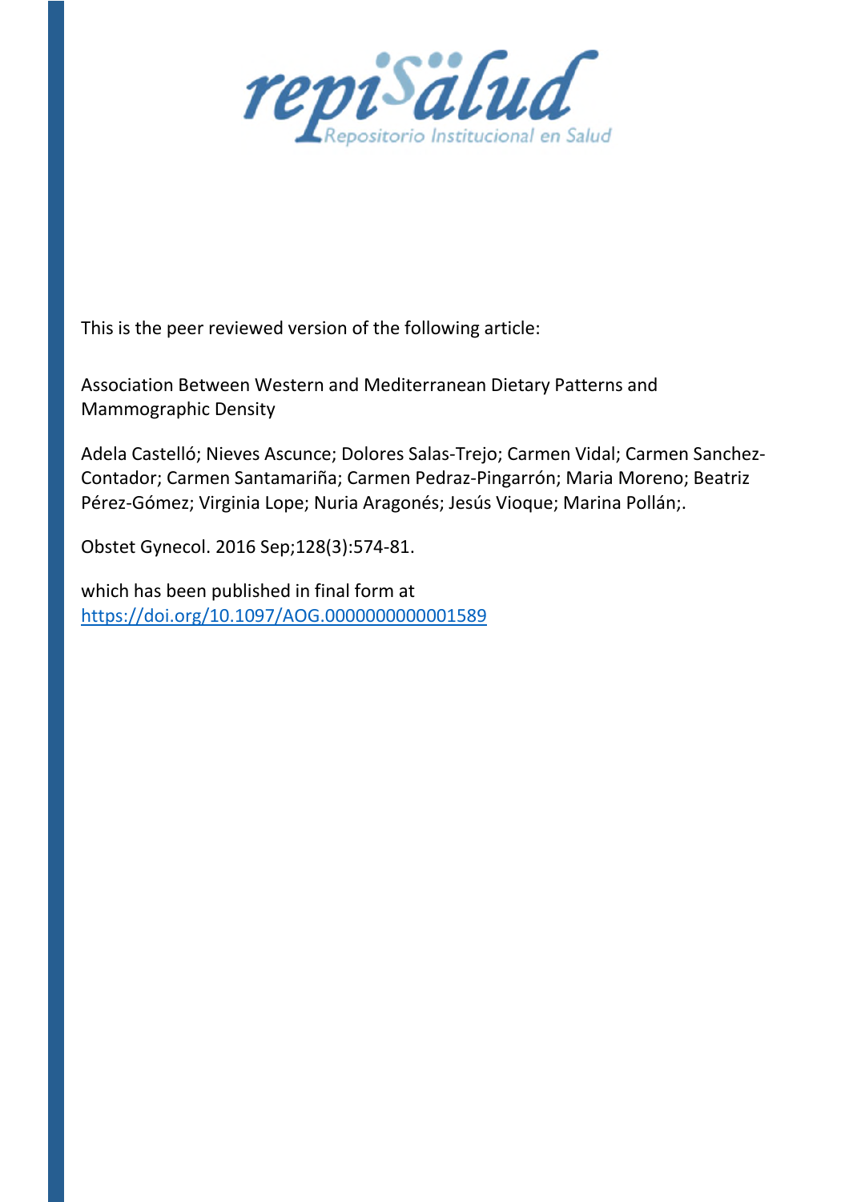repiSalud
Repositorio Institucional en Salud

This is the peer reviewed version of the following article:

Association Between Western and Mediterranean Dietary Patterns and Mammographic Density

Adela Castelló; Nieves Ascunce; Dolores Salas-Trejo; Carmen Vidal; Carmen Sanchez-Contador; Carmen Santamariña; Carmen Pedraz-Pingarrón; Maria Moreno; Beatriz Pérez-Gómez; Virginia Lope; Nuria Aragonés; Jesús Vioque; Marina Pollán;.

Obstet Gynecol. 2016 Sep;128(3):574-81.

which has been published in final form at
https://doi.org/10.1097/AOG.0000000000001589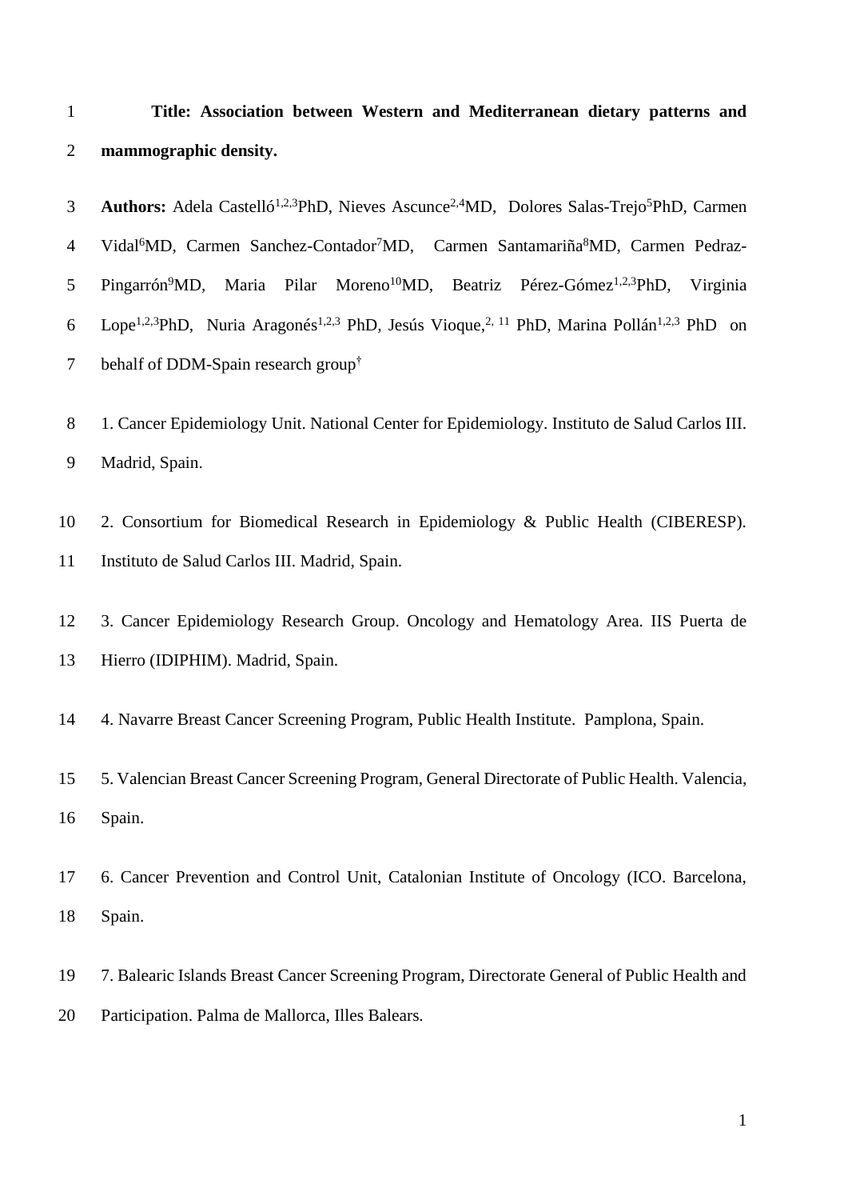**Title: Association between Western and Mediterranean dietary patterns and mammographic density.**

**Authors:** Adela Castelló[1,2,3]PhD, Nieves Ascunce[2,4]MD, Dolores Salas-Trejo[5]PhD, Carmen Vidal[6]MD, Carmen Sanchez-Contador[7]MD, Carmen Santamariña[8]MD, Carmen Pedraz-Pingarrón[9]MD, Maria Pilar Moreno[10]MD, Beatriz Pérez-Gómez[1,2,3]PhD, Virginia Lope[1,2,3]PhD, Nuria Aragonés[1,2,3] PhD, Jesús Vioque,[2, 11] PhD, Marina Pollán[1,2,3] PhD on behalf of DDM-Spain research group[†]

1. Cancer Epidemiology Unit. National Center for Epidemiology. Instituto de Salud Carlos III. Madrid, Spain.

2. Consortium for Biomedical Research in Epidemiology & Public Health (CIBERESP). Instituto de Salud Carlos III. Madrid, Spain.

3. Cancer Epidemiology Research Group. Oncology and Hematology Area. IIS Puerta de Hierro (IDIPHIM). Madrid, Spain.

4. Navarre Breast Cancer Screening Program, Public Health Institute. Pamplona, Spain.

5. Valencian Breast Cancer Screening Program, General Directorate of Public Health. Valencia, Spain.

6. Cancer Prevention and Control Unit, Catalonian Institute of Oncology (ICO. Barcelona, Spain.

7. Balearic Islands Breast Cancer Screening Program, Directorate General of Public Health and Participation. Palma de Mallorca, Illes Balears.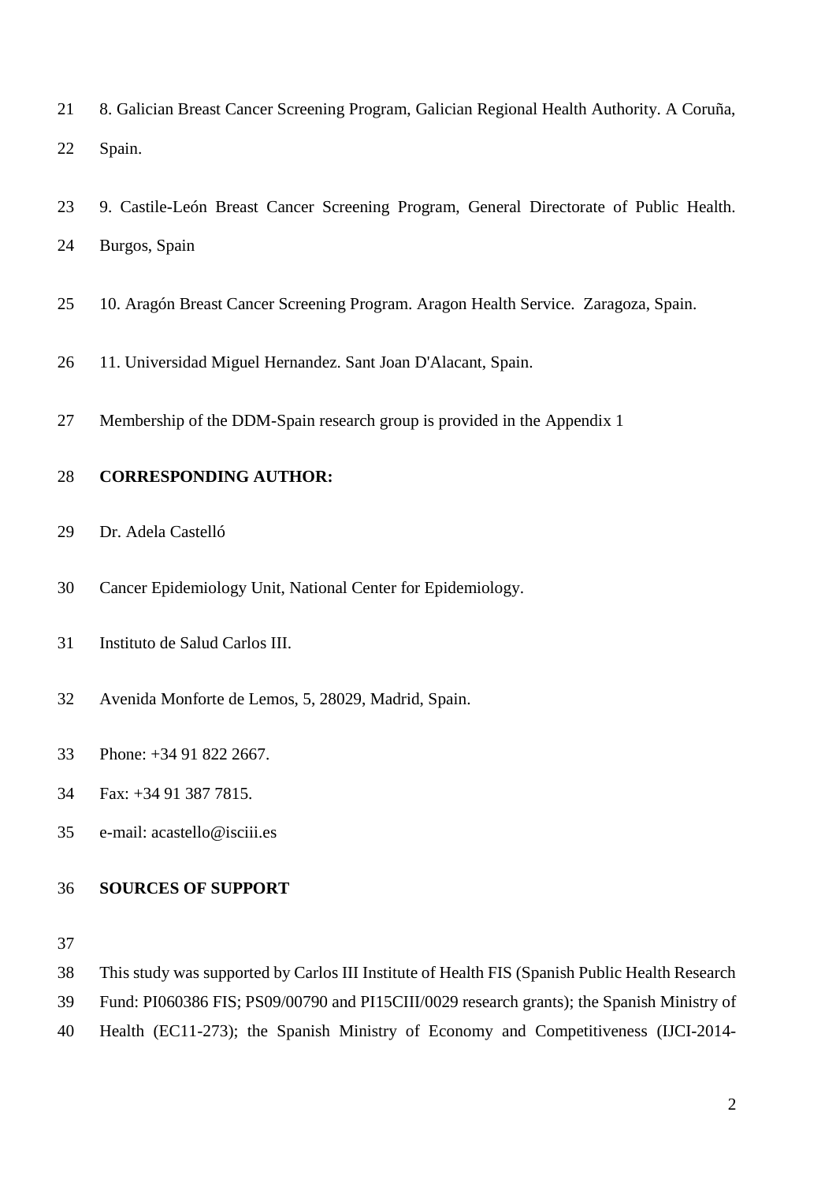8. Galician Breast Cancer Screening Program, Galician Regional Health Authority. A Coruña, Spain.

9. Castile-León Breast Cancer Screening Program, General Directorate of Public Health. Burgos, Spain

10. Aragón Breast Cancer Screening Program. Aragon Health Service. Zaragoza, Spain.

11. Universidad Miguel Hernandez. Sant Joan D'Alacant, Spain.

Membership of the DDM-Spain research group is provided in the Appendix 1

**CORRESPONDING AUTHOR:**

Dr. Adela Castelló

Cancer Epidemiology Unit, National Center for Epidemiology.

Instituto de Salud Carlos III.

Avenida Monforte de Lemos, 5, 28029, Madrid, Spain.

Phone: +34 91 822 2667.

Fax: +34 91 387 7815.

e-mail: acastello@isciii.es

**SOURCES OF SUPPORT**

This study was supported by Carlos III Institute of Health FIS (Spanish Public Health Research Fund: PI060386 FIS; PS09/00790 and PI15CIII/0029 research grants); the Spanish Ministry of Health (EC11-273); the Spanish Ministry of Economy and Competitiveness (IJCI-2014-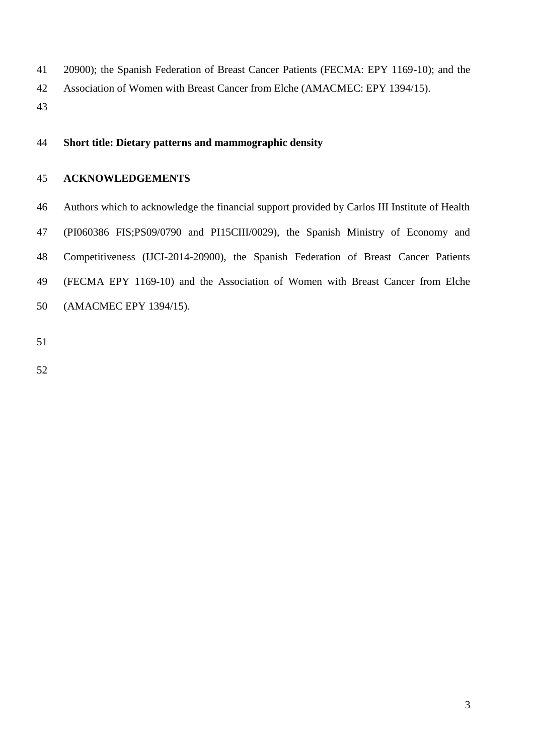20900); the Spanish Federation of Breast Cancer Patients (FECMA: EPY 1169-10); and the Association of Women with Breast Cancer from Elche (AMACMEC: EPY 1394/15).

**Short title: Dietary patterns and mammographic density**

## ACKNOWLEDGEMENTS

Authors which to acknowledge the financial support provided by Carlos III Institute of Health (PI060386 FIS;PS09/0790 and PI15CIII/0029), the Spanish Ministry of Economy and Competitiveness (IJCI-2014-20900), the Spanish Federation of Breast Cancer Patients (FECMA EPY 1169-10) and the Association of Women with Breast Cancer from Elche (AMACMEC EPY 1394/15).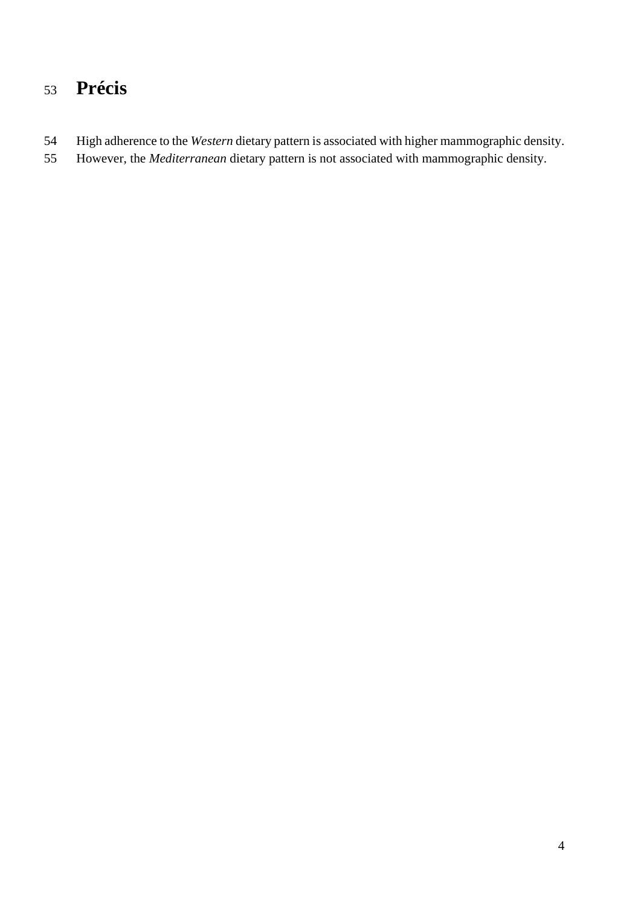# Précis

High adherence to the *Western* dietary pattern is associated with higher mammographic density. However, the *Mediterranean* dietary pattern is not associated with mammographic density.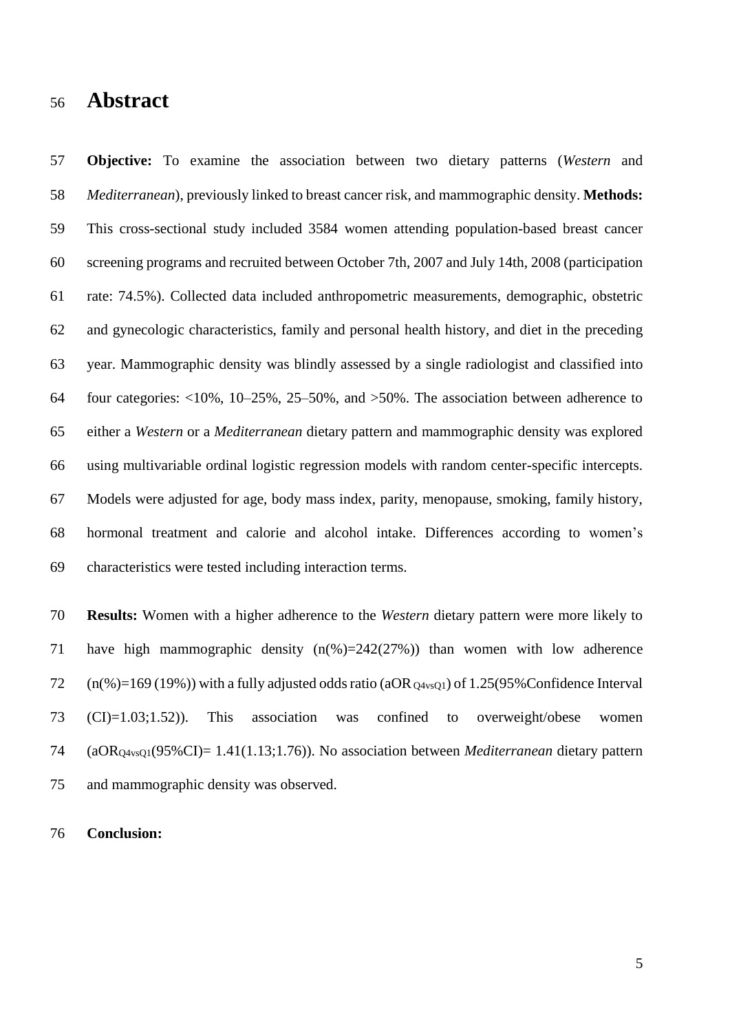# Abstract

**Objective:** To examine the association between two dietary patterns (*Western* and *Mediterranean*), previously linked to breast cancer risk, and mammographic density. **Methods:** This cross-sectional study included 3584 women attending population-based breast cancer screening programs and recruited between October 7th, 2007 and July 14th, 2008 (participation rate: 74.5%). Collected data included anthropometric measurements, demographic, obstetric and gynecologic characteristics, family and personal health history, and diet in the preceding year. Mammographic density was blindly assessed by a single radiologist and classified into four categories: <10%, 10–25%, 25–50%, and >50%. The association between adherence to either a *Western* or a *Mediterranean* dietary pattern and mammographic density was explored using multivariable ordinal logistic regression models with random center-specific intercepts. Models were adjusted for age, body mass index, parity, menopause, smoking, family history, hormonal treatment and calorie and alcohol intake. Differences according to women's characteristics were tested including interaction terms.

**Results:** Women with a higher adherence to the *Western* dietary pattern were more likely to have high mammographic density (n(%)=242(27%)) than women with low adherence (n(%)=169 (19%)) with a fully adjusted odds ratio ($aOR_{Q4vsQ1}$) of 1.25(95%Confidence Interval (CI)=1.03;1.52)). This association was confined to overweight/obese women ($aOR_{Q4vsQ1}$(95%CI)= 1.41(1.13;1.76)). No association between *Mediterranean* dietary pattern and mammographic density was observed.

**Conclusion:**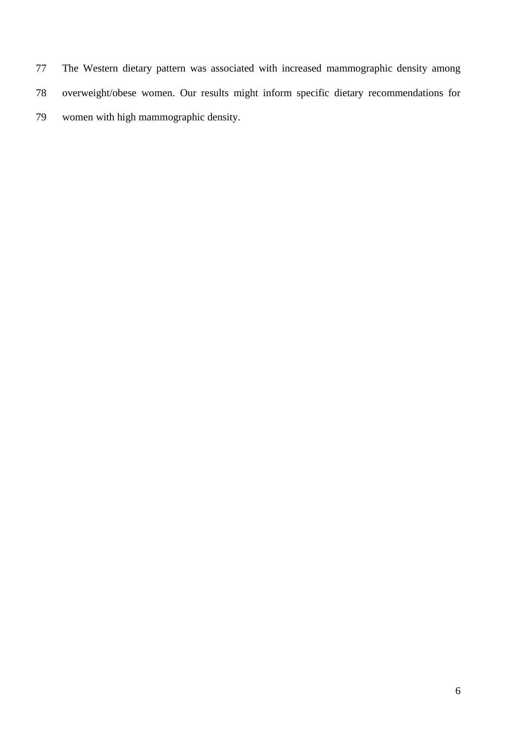The Western dietary pattern was associated with increased mammographic density among overweight/obese women. Our results might inform specific dietary recommendations for women with high mammographic density.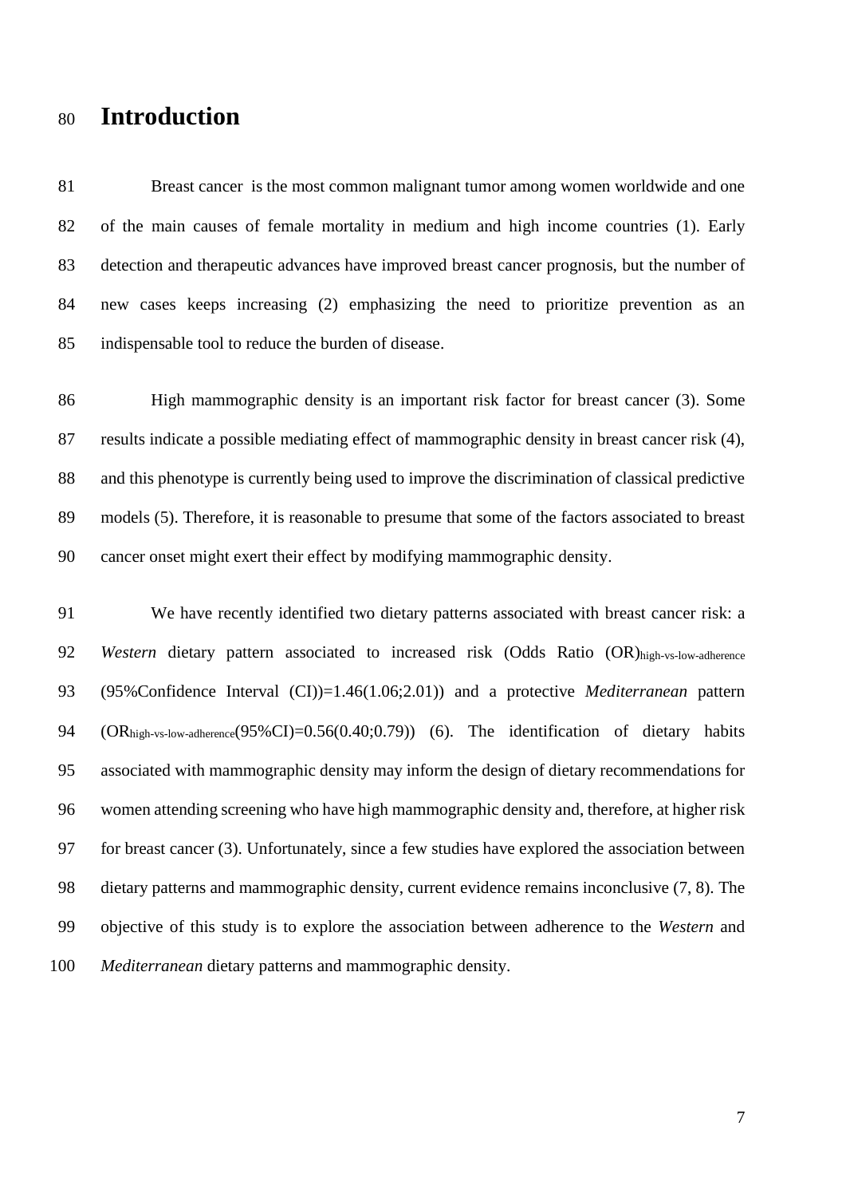# Introduction

Breast cancer is the most common malignant tumor among women worldwide and one of the main causes of female mortality in medium and high income countries (1). Early detection and therapeutic advances have improved breast cancer prognosis, but the number of new cases keeps increasing (2) emphasizing the need to prioritize prevention as an indispensable tool to reduce the burden of disease.

High mammographic density is an important risk factor for breast cancer (3). Some results indicate a possible mediating effect of mammographic density in breast cancer risk (4), and this phenotype is currently being used to improve the discrimination of classical predictive models (5). Therefore, it is reasonable to presume that some of the factors associated to breast cancer onset might exert their effect by modifying mammographic density.

We have recently identified two dietary patterns associated with breast cancer risk: a *Western* dietary pattern associated to increased risk (Odds Ratio $(OR)_{high\text{-}vs\text{-}low\text{-}adherence}$ (95%Confidence Interval (CI))=1.46(1.06;2.01)) and a protective *Mediterranean* pattern ($OR_{high\text{-}vs\text{-}low\text{-}adherence}$(95%CI)=0.56(0.40;0.79)) (6). The identification of dietary habits associated with mammographic density may inform the design of dietary recommendations for women attending screening who have high mammographic density and, therefore, at higher risk for breast cancer (3). Unfortunately, since a few studies have explored the association between dietary patterns and mammographic density, current evidence remains inconclusive (7, 8). The objective of this study is to explore the association between adherence to the *Western* and *Mediterranean* dietary patterns and mammographic density.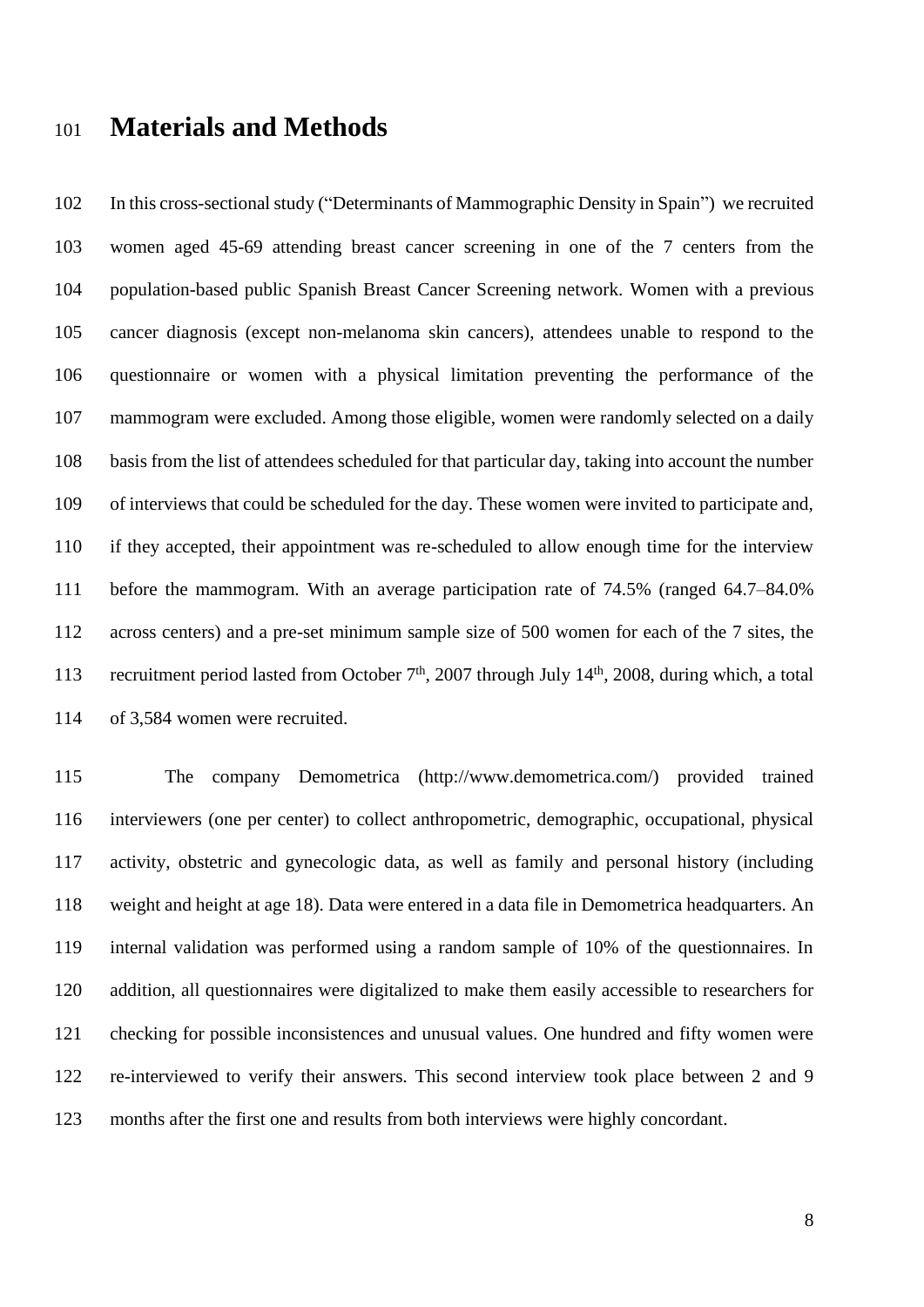# Materials and Methods

In this cross-sectional study ("Determinants of Mammographic Density in Spain") we recruited women aged 45-69 attending breast cancer screening in one of the 7 centers from the population-based public Spanish Breast Cancer Screening network. Women with a previous cancer diagnosis (except non-melanoma skin cancers), attendees unable to respond to the questionnaire or women with a physical limitation preventing the performance of the mammogram were excluded. Among those eligible, women were randomly selected on a daily basis from the list of attendees scheduled for that particular day, taking into account the number of interviews that could be scheduled for the day. These women were invited to participate and, if they accepted, their appointment was re-scheduled to allow enough time for the interview before the mammogram. With an average participation rate of 74.5% (ranged 64.7–84.0% across centers) and a pre-set minimum sample size of 500 women for each of the 7 sites, the recruitment period lasted from October 7th, 2007 through July 14th, 2008, during which, a total of 3,584 women were recruited.

The company Demometrica (http://www.demometrica.com/) provided trained interviewers (one per center) to collect anthropometric, demographic, occupational, physical activity, obstetric and gynecologic data, as well as family and personal history (including weight and height at age 18). Data were entered in a data file in Demometrica headquarters. An internal validation was performed using a random sample of 10% of the questionnaires. In addition, all questionnaires were digitalized to make them easily accessible to researchers for checking for possible inconsistences and unusual values. One hundred and fifty women were re-interviewed to verify their answers. This second interview took place between 2 and 9 months after the first one and results from both interviews were highly concordant.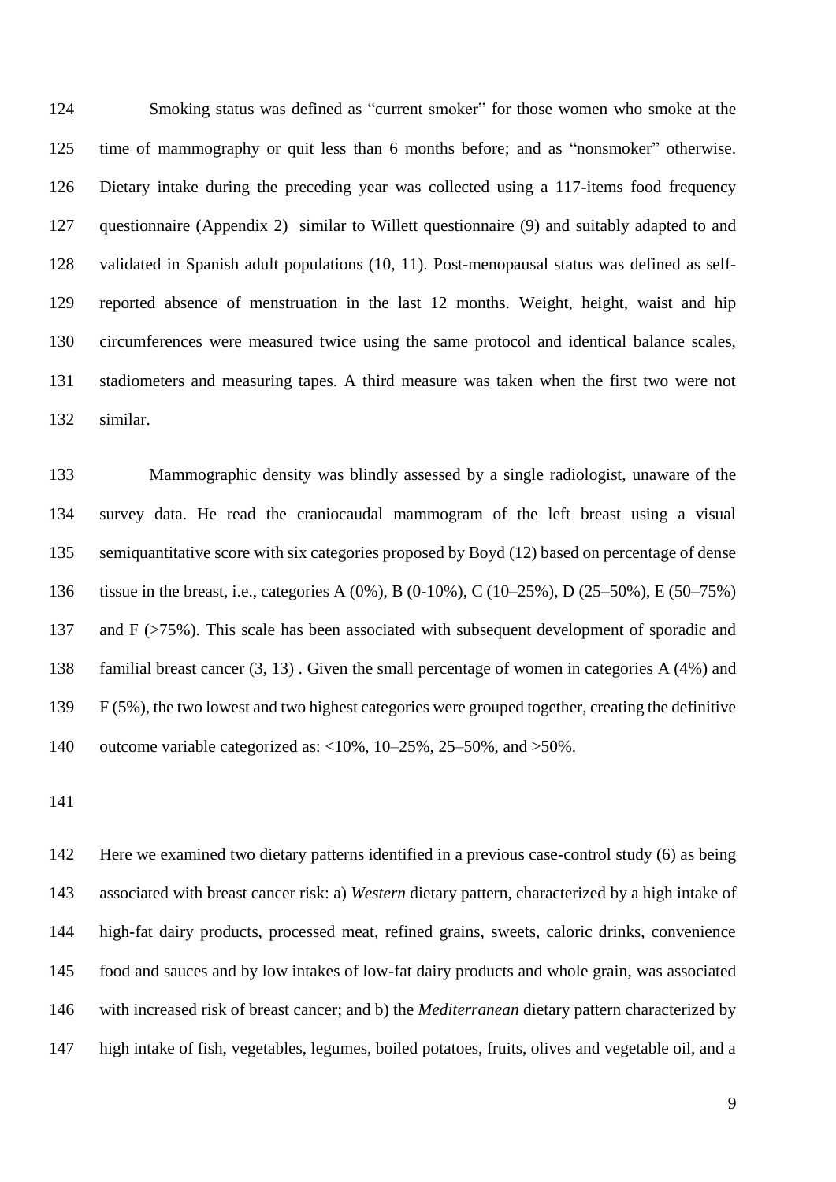Smoking status was defined as "current smoker" for those women who smoke at the time of mammography or quit less than 6 months before; and as "nonsmoker" otherwise. Dietary intake during the preceding year was collected using a 117-items food frequency questionnaire (Appendix 2) similar to Willett questionnaire (9) and suitably adapted to and validated in Spanish adult populations (10, 11). Post-menopausal status was defined as self-reported absence of menstruation in the last 12 months. Weight, height, waist and hip circumferences were measured twice using the same protocol and identical balance scales, stadiometers and measuring tapes. A third measure was taken when the first two were not similar.

Mammographic density was blindly assessed by a single radiologist, unaware of the survey data. He read the craniocaudal mammogram of the left breast using a visual semiquantitative score with six categories proposed by Boyd (12) based on percentage of dense tissue in the breast, i.e., categories A (0%), B (0-10%), C (10–25%), D (25–50%), E (50–75%) and F (>75%). This scale has been associated with subsequent development of sporadic and familial breast cancer (3, 13) . Given the small percentage of women in categories A (4%) and F (5%), the two lowest and two highest categories were grouped together, creating the definitive outcome variable categorized as: <10%, 10–25%, 25–50%, and >50%.

Here we examined two dietary patterns identified in a previous case-control study (6) as being associated with breast cancer risk: a) *Western* dietary pattern, characterized by a high intake of high-fat dairy products, processed meat, refined grains, sweets, caloric drinks, convenience food and sauces and by low intakes of low-fat dairy products and whole grain, was associated with increased risk of breast cancer; and b) the *Mediterranean* dietary pattern characterized by high intake of fish, vegetables, legumes, boiled potatoes, fruits, olives and vegetable oil, and a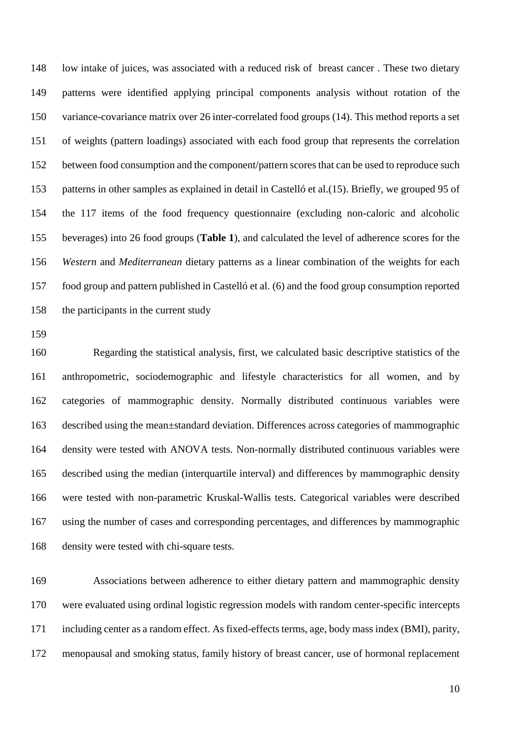low intake of juices, was associated with a reduced risk of breast cancer . These two dietary patterns were identified applying principal components analysis without rotation of the variance-covariance matrix over 26 inter-correlated food groups (14). This method reports a set of weights (pattern loadings) associated with each food group that represents the correlation between food consumption and the component/pattern scores that can be used to reproduce such patterns in other samples as explained in detail in Castelló et al.(15). Briefly, we grouped 95 of the 117 items of the food frequency questionnaire (excluding non-caloric and alcoholic beverages) into 26 food groups (**Table 1**), and calculated the level of adherence scores for the *Western* and *Mediterranean* dietary patterns as a linear combination of the weights for each food group and pattern published in Castelló et al. (6) and the food group consumption reported the participants in the current study

Regarding the statistical analysis, first, we calculated basic descriptive statistics of the anthropometric, sociodemographic and lifestyle characteristics for all women, and by categories of mammographic density. Normally distributed continuous variables were described using the mean±standard deviation. Differences across categories of mammographic density were tested with ANOVA tests. Non-normally distributed continuous variables were described using the median (interquartile interval) and differences by mammographic density were tested with non-parametric Kruskal-Wallis tests. Categorical variables were described using the number of cases and corresponding percentages, and differences by mammographic density were tested with chi-square tests.

Associations between adherence to either dietary pattern and mammographic density were evaluated using ordinal logistic regression models with random center-specific intercepts including center as a random effect. As fixed-effects terms, age, body mass index (BMI), parity, menopausal and smoking status, family history of breast cancer, use of hormonal replacement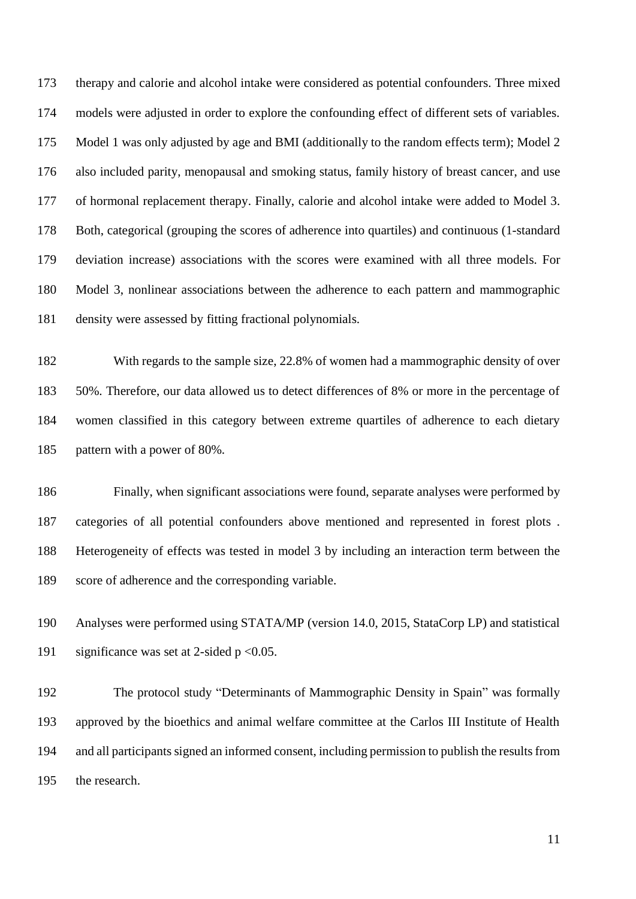therapy and calorie and alcohol intake were considered as potential confounders. Three mixed models were adjusted in order to explore the confounding effect of different sets of variables. Model 1 was only adjusted by age and BMI (additionally to the random effects term); Model 2 also included parity, menopausal and smoking status, family history of breast cancer, and use of hormonal replacement therapy. Finally, calorie and alcohol intake were added to Model 3. Both, categorical (grouping the scores of adherence into quartiles) and continuous (1-standard deviation increase) associations with the scores were examined with all three models. For Model 3, nonlinear associations between the adherence to each pattern and mammographic density were assessed by fitting fractional polynomials.

With regards to the sample size, 22.8% of women had a mammographic density of over 50%. Therefore, our data allowed us to detect differences of 8% or more in the percentage of women classified in this category between extreme quartiles of adherence to each dietary pattern with a power of 80%.

Finally, when significant associations were found, separate analyses were performed by categories of all potential confounders above mentioned and represented in forest plots . Heterogeneity of effects was tested in model 3 by including an interaction term between the score of adherence and the corresponding variable.

Analyses were performed using STATA/MP (version 14.0, 2015, StataCorp LP) and statistical significance was set at 2-sided $p < 0.05$.

The protocol study "Determinants of Mammographic Density in Spain" was formally approved by the bioethics and animal welfare committee at the Carlos III Institute of Health and all participants signed an informed consent, including permission to publish the results from the research.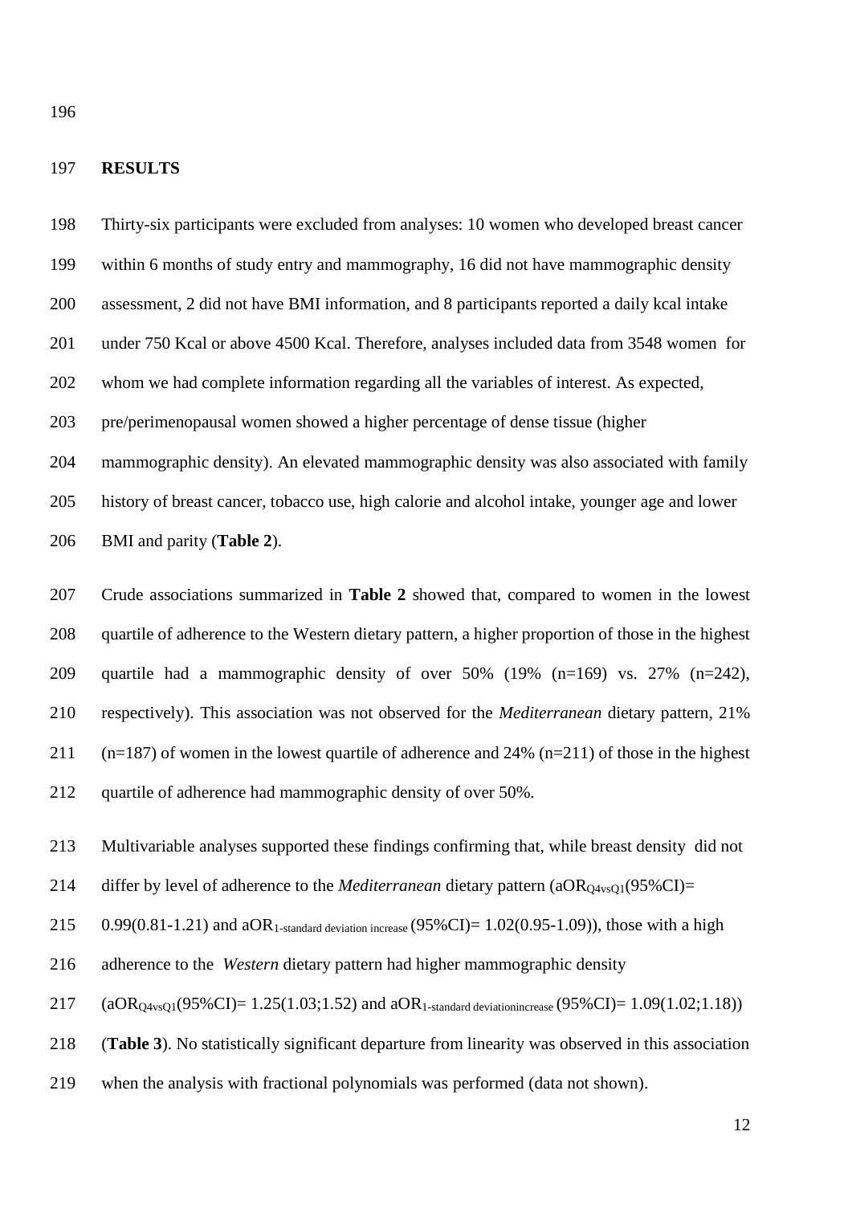## RESULTS

Thirty-six participants were excluded from analyses: 10 women who developed breast cancer within 6 months of study entry and mammography, 16 did not have mammographic density assessment, 2 did not have BMI information, and 8 participants reported a daily kcal intake under 750 Kcal or above 4500 Kcal. Therefore, analyses included data from 3548 women for whom we had complete information regarding all the variables of interest. As expected, pre/perimenopausal women showed a higher percentage of dense tissue (higher mammographic density). An elevated mammographic density was also associated with family history of breast cancer, tobacco use, high calorie and alcohol intake, younger age and lower BMI and parity (**Table 2**).

Crude associations summarized in **Table 2** showed that, compared to women in the lowest quartile of adherence to the Western dietary pattern, a higher proportion of those in the highest quartile had a mammographic density of over 50% (19% (n=169) vs. 27% (n=242), respectively). This association was not observed for the *Mediterranean* dietary pattern, 21% (n=187) of women in the lowest quartile of adherence and 24% (n=211) of those in the highest quartile of adherence had mammographic density of over 50%.

Multivariable analyses supported these findings confirming that, while breast density did not differ by level of adherence to the *Mediterranean* dietary pattern ($aOR_{Q4vsQ1}$(95%CI)= 0.99(0.81-1.21) and $aOR_{1\text{-standard deviation increase}}$ (95%CI)= 1.02(0.95-1.09)), those with a high adherence to the *Western* dietary pattern had higher mammographic density ($aOR_{Q4vsQ1}$(95%CI)= 1.25(1.03;1.52) and $aOR_{1\text{-standard deviationincrease}}$ (95%CI)= 1.09(1.02;1.18)) (**Table 3**). No statistically significant departure from linearity was observed in this association when the analysis with fractional polynomials was performed (data not shown).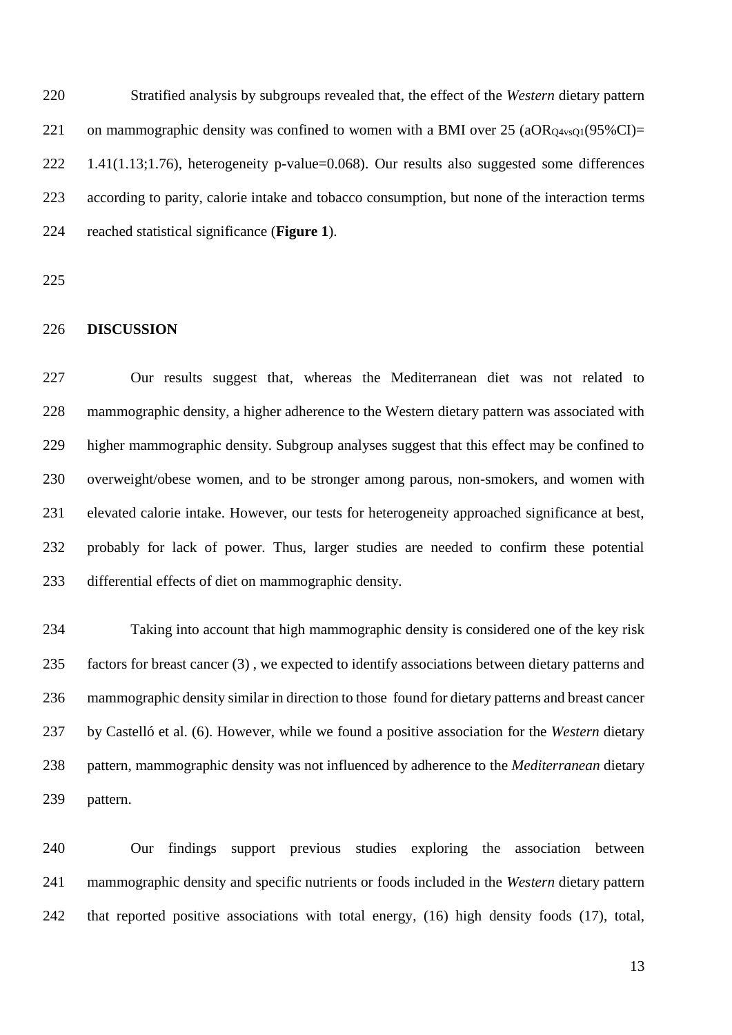Stratified analysis by subgroups revealed that, the effect of the *Western* dietary pattern on mammographic density was confined to women with a BMI over 25 ($aOR_{Q4vsQ1}$(95%CI)= 1.41(1.13;1.76), heterogeneity p-value=0.068). Our results also suggested some differences according to parity, calorie intake and tobacco consumption, but none of the interaction terms reached statistical significance (**Figure 1**).

## DISCUSSION

Our results suggest that, whereas the Mediterranean diet was not related to mammographic density, a higher adherence to the Western dietary pattern was associated with higher mammographic density. Subgroup analyses suggest that this effect may be confined to overweight/obese women, and to be stronger among parous, non-smokers, and women with elevated calorie intake. However, our tests for heterogeneity approached significance at best, probably for lack of power. Thus, larger studies are needed to confirm these potential differential effects of diet on mammographic density.

Taking into account that high mammographic density is considered one of the key risk factors for breast cancer (3) , we expected to identify associations between dietary patterns and mammographic density similar in direction to those found for dietary patterns and breast cancer by Castelló et al. (6). However, while we found a positive association for the *Western* dietary pattern, mammographic density was not influenced by adherence to the *Mediterranean* dietary pattern.

Our findings support previous studies exploring the association between mammographic density and specific nutrients or foods included in the *Western* dietary pattern that reported positive associations with total energy, (16) high density foods (17), total,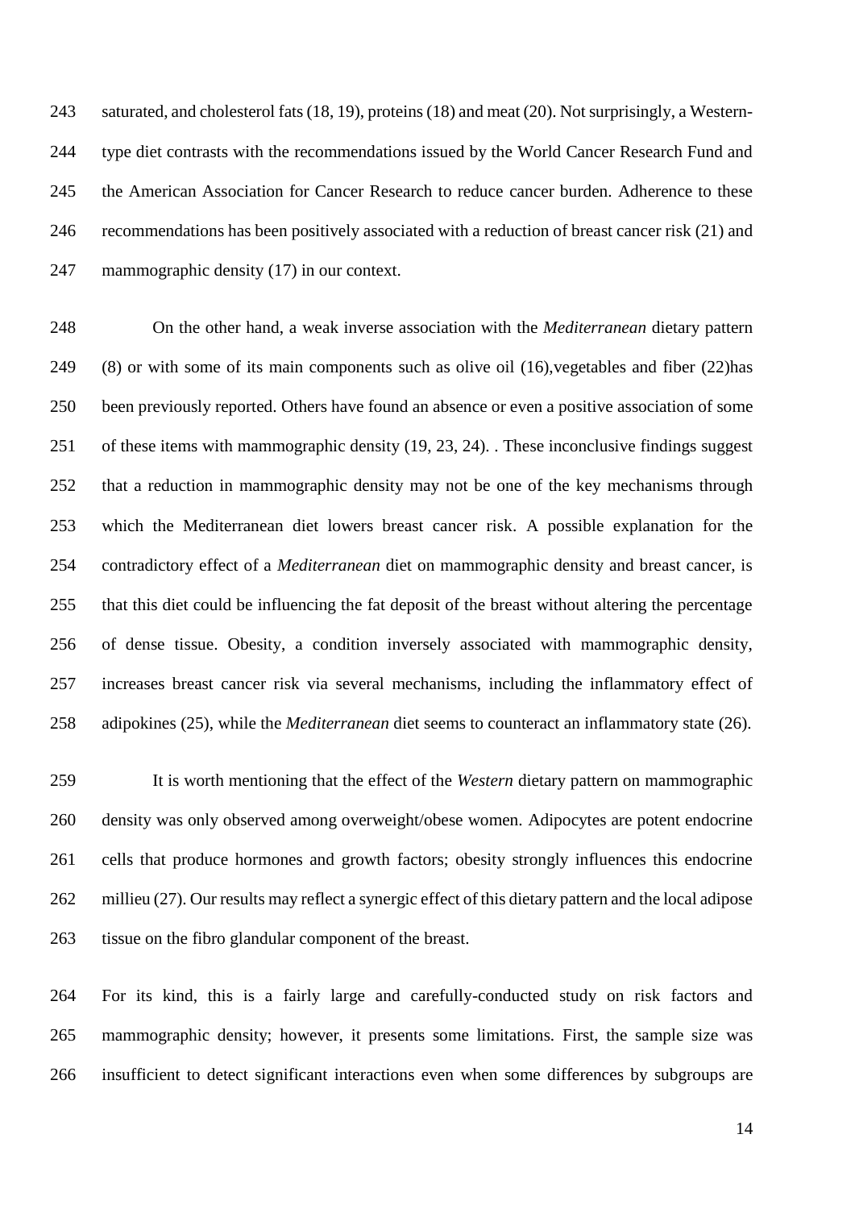saturated, and cholesterol fats (18, 19), proteins (18) and meat (20). Not surprisingly, a Western-type diet contrasts with the recommendations issued by the World Cancer Research Fund and the American Association for Cancer Research to reduce cancer burden. Adherence to these recommendations has been positively associated with a reduction of breast cancer risk (21) and mammographic density (17) in our context.

On the other hand, a weak inverse association with the *Mediterranean* dietary pattern (8) or with some of its main components such as olive oil (16),vegetables and fiber (22)has been previously reported. Others have found an absence or even a positive association of some of these items with mammographic density (19, 23, 24). . These inconclusive findings suggest that a reduction in mammographic density may not be one of the key mechanisms through which the Mediterranean diet lowers breast cancer risk. A possible explanation for the contradictory effect of a *Mediterranean* diet on mammographic density and breast cancer, is that this diet could be influencing the fat deposit of the breast without altering the percentage of dense tissue. Obesity, a condition inversely associated with mammographic density, increases breast cancer risk via several mechanisms, including the inflammatory effect of adipokines (25), while the *Mediterranean* diet seems to counteract an inflammatory state (26).

It is worth mentioning that the effect of the *Western* dietary pattern on mammographic density was only observed among overweight/obese women. Adipocytes are potent endocrine cells that produce hormones and growth factors; obesity strongly influences this endocrine millieu (27). Our results may reflect a synergic effect of this dietary pattern and the local adipose tissue on the fibro glandular component of the breast.

For its kind, this is a fairly large and carefully-conducted study on risk factors and mammographic density; however, it presents some limitations. First, the sample size was insufficient to detect significant interactions even when some differences by subgroups are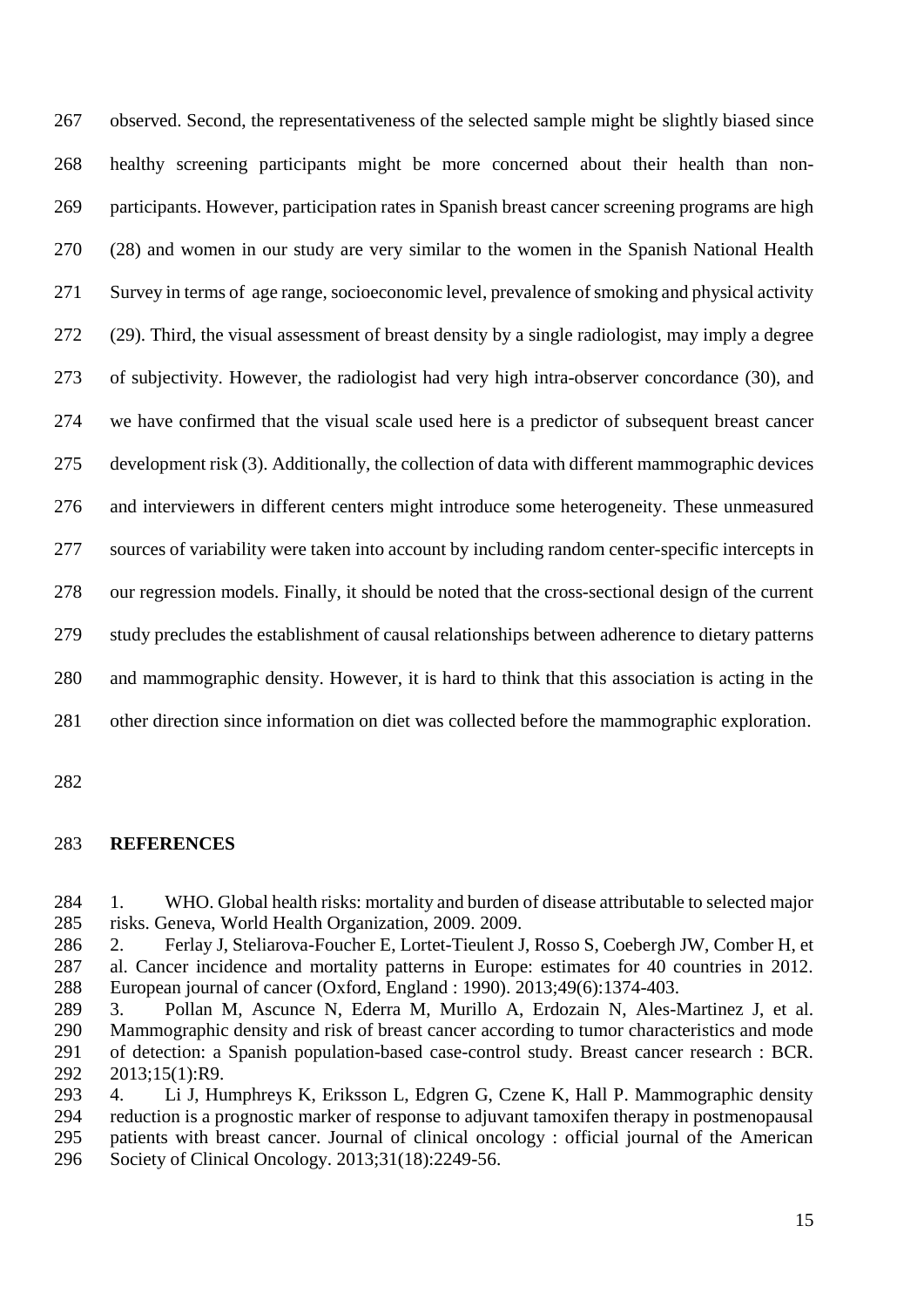observed. Second, the representativeness of the selected sample might be slightly biased since healthy screening participants might be more concerned about their health than non-participants. However, participation rates in Spanish breast cancer screening programs are high (28) and women in our study are very similar to the women in the Spanish National Health Survey in terms of age range, socioeconomic level, prevalence of smoking and physical activity (29). Third, the visual assessment of breast density by a single radiologist, may imply a degree of subjectivity. However, the radiologist had very high intra-observer concordance (30), and we have confirmed that the visual scale used here is a predictor of subsequent breast cancer development risk (3). Additionally, the collection of data with different mammographic devices and interviewers in different centers might introduce some heterogeneity. These unmeasured sources of variability were taken into account by including random center-specific intercepts in our regression models. Finally, it should be noted that the cross-sectional design of the current study precludes the establishment of causal relationships between adherence to dietary patterns and mammographic density. However, it is hard to think that this association is acting in the other direction since information on diet was collected before the mammographic exploration.

## REFERENCES

1. WHO. Global health risks: mortality and burden of disease attributable to selected major risks. Geneva, World Health Organization, 2009. 2009.
2. Ferlay J, Steliarova-Foucher E, Lortet-Tieulent J, Rosso S, Coebergh JW, Comber H, et al. Cancer incidence and mortality patterns in Europe: estimates for 40 countries in 2012. European journal of cancer (Oxford, England : 1990). 2013;49(6):1374-403.
3. Pollan M, Ascunce N, Ederra M, Murillo A, Erdozain N, Ales-Martinez J, et al. Mammographic density and risk of breast cancer according to tumor characteristics and mode of detection: a Spanish population-based case-control study. Breast cancer research : BCR. 2013;15(1):R9.
4. Li J, Humphreys K, Eriksson L, Edgren G, Czene K, Hall P. Mammographic density reduction is a prognostic marker of response to adjuvant tamoxifen therapy in postmenopausal patients with breast cancer. Journal of clinical oncology : official journal of the American Society of Clinical Oncology. 2013;31(18):2249-56.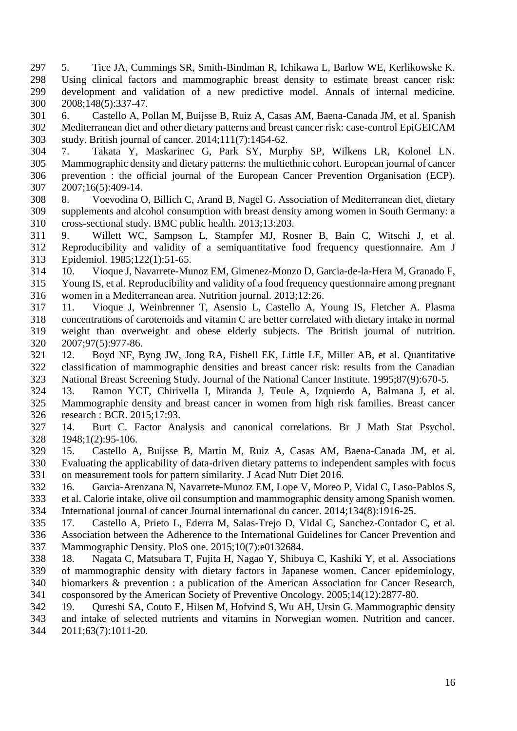5. Tice JA, Cummings SR, Smith-Bindman R, Ichikawa L, Barlow WE, Kerlikowske K. Using clinical factors and mammographic breast density to estimate breast cancer risk: development and validation of a new predictive model. Annals of internal medicine. 2008;148(5):337-47.

6. Castello A, Pollan M, Buijsse B, Ruiz A, Casas AM, Baena-Canada JM, et al. Spanish Mediterranean diet and other dietary patterns and breast cancer risk: case-control EpiGEICAM study. British journal of cancer. 2014;111(7):1454-62.

7. Takata Y, Maskarinec G, Park SY, Murphy SP, Wilkens LR, Kolonel LN. Mammographic density and dietary patterns: the multiethnic cohort. European journal of cancer prevention : the official journal of the European Cancer Prevention Organisation (ECP). 2007;16(5):409-14.

8. Voevodina O, Billich C, Arand B, Nagel G. Association of Mediterranean diet, dietary supplements and alcohol consumption with breast density among women in South Germany: a cross-sectional study. BMC public health. 2013;13:203.

9. Willett WC, Sampson L, Stampfer MJ, Rosner B, Bain C, Witschi J, et al. Reproducibility and validity of a semiquantitative food frequency questionnaire. Am J Epidemiol. 1985;122(1):51-65.

10. Vioque J, Navarrete-Munoz EM, Gimenez-Monzo D, Garcia-de-la-Hera M, Granado F, Young IS, et al. Reproducibility and validity of a food frequency questionnaire among pregnant women in a Mediterranean area. Nutrition journal. 2013;12:26.

11. Vioque J, Weinbrenner T, Asensio L, Castello A, Young IS, Fletcher A. Plasma concentrations of carotenoids and vitamin C are better correlated with dietary intake in normal weight than overweight and obese elderly subjects. The British journal of nutrition. 2007;97(5):977-86.

12. Boyd NF, Byng JW, Jong RA, Fishell EK, Little LE, Miller AB, et al. Quantitative classification of mammographic densities and breast cancer risk: results from the Canadian National Breast Screening Study. Journal of the National Cancer Institute. 1995;87(9):670-5.

13. Ramon YCT, Chirivella I, Miranda J, Teule A, Izquierdo A, Balmana J, et al. Mammographic density and breast cancer in women from high risk families. Breast cancer research : BCR. 2015;17:93.

14. Burt C. Factor Analysis and canonical correlations. Br J Math Stat Psychol. 1948;1(2):95-106.

15. Castello A, Buijsse B, Martin M, Ruiz A, Casas AM, Baena-Canada JM, et al. Evaluating the applicability of data-driven dietary patterns to independent samples with focus on measurement tools for pattern similarity. J Acad Nutr Diet 2016.

16. Garcia-Arenzana N, Navarrete-Munoz EM, Lope V, Moreo P, Vidal C, Laso-Pablos S, et al. Calorie intake, olive oil consumption and mammographic density among Spanish women. International journal of cancer Journal international du cancer. 2014;134(8):1916-25.

17. Castello A, Prieto L, Ederra M, Salas-Trejo D, Vidal C, Sanchez-Contador C, et al. Association between the Adherence to the International Guidelines for Cancer Prevention and Mammographic Density. PloS one. 2015;10(7):e0132684.

18. Nagata C, Matsubara T, Fujita H, Nagao Y, Shibuya C, Kashiki Y, et al. Associations of mammographic density with dietary factors in Japanese women. Cancer epidemiology, biomarkers & prevention : a publication of the American Association for Cancer Research, cosponsored by the American Society of Preventive Oncology. 2005;14(12):2877-80.

19. Qureshi SA, Couto E, Hilsen M, Hofvind S, Wu AH, Ursin G. Mammographic density and intake of selected nutrients and vitamins in Norwegian women. Nutrition and cancer. 2011;63(7):1011-20.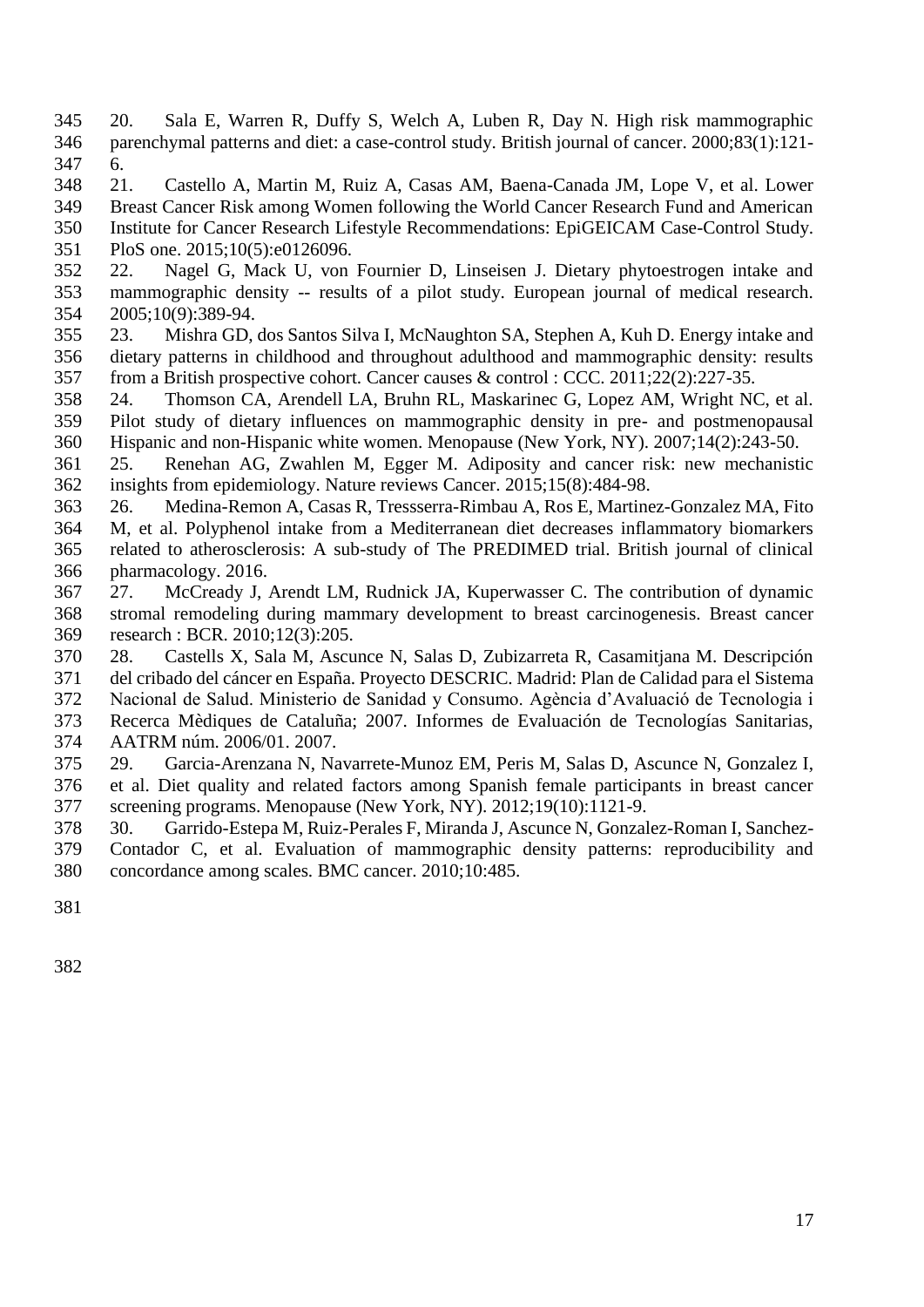20. Sala E, Warren R, Duffy S, Welch A, Luben R, Day N. High risk mammographic parenchymal patterns and diet: a case-control study. British journal of cancer. 2000;83(1):121-6.

21. Castello A, Martin M, Ruiz A, Casas AM, Baena-Canada JM, Lope V, et al. Lower Breast Cancer Risk among Women following the World Cancer Research Fund and American Institute for Cancer Research Lifestyle Recommendations: EpiGEICAM Case-Control Study. PloS one. 2015;10(5):e0126096.

22. Nagel G, Mack U, von Fournier D, Linseisen J. Dietary phytoestrogen intake and mammographic density -- results of a pilot study. European journal of medical research. 2005;10(9):389-94.

23. Mishra GD, dos Santos Silva I, McNaughton SA, Stephen A, Kuh D. Energy intake and dietary patterns in childhood and throughout adulthood and mammographic density: results from a British prospective cohort. Cancer causes & control : CCC. 2011;22(2):227-35.

24. Thomson CA, Arendell LA, Bruhn RL, Maskarinec G, Lopez AM, Wright NC, et al. Pilot study of dietary influences on mammographic density in pre- and postmenopausal Hispanic and non-Hispanic white women. Menopause (New York, NY). 2007;14(2):243-50.

25. Renehan AG, Zwahlen M, Egger M. Adiposity and cancer risk: new mechanistic insights from epidemiology. Nature reviews Cancer. 2015;15(8):484-98.

26. Medina-Remon A, Casas R, Tressserra-Rimbau A, Ros E, Martinez-Gonzalez MA, Fito M, et al. Polyphenol intake from a Mediterranean diet decreases inflammatory biomarkers related to atherosclerosis: A sub-study of The PREDIMED trial. British journal of clinical pharmacology. 2016.

27. McCready J, Arendt LM, Rudnick JA, Kuperwasser C. The contribution of dynamic stromal remodeling during mammary development to breast carcinogenesis. Breast cancer research : BCR. 2010;12(3):205.

28. Castells X, Sala M, Ascunce N, Salas D, Zubizarreta R, Casamitjana M. Descripción del cribado del cáncer en España. Proyecto DESCRIC. Madrid: Plan de Calidad para el Sistema Nacional de Salud. Ministerio de Sanidad y Consumo. Agència d'Avaluació de Tecnologia i Recerca Mèdiques de Cataluña; 2007. Informes de Evaluación de Tecnologías Sanitarias, AATRM núm. 2006/01. 2007.

29. Garcia-Arenzana N, Navarrete-Munoz EM, Peris M, Salas D, Ascunce N, Gonzalez I, et al. Diet quality and related factors among Spanish female participants in breast cancer screening programs. Menopause (New York, NY). 2012;19(10):1121-9.

30. Garrido-Estepa M, Ruiz-Perales F, Miranda J, Ascunce N, Gonzalez-Roman I, Sanchez-Contador C, et al. Evaluation of mammographic density patterns: reproducibility and concordance among scales. BMC cancer. 2010;10:485.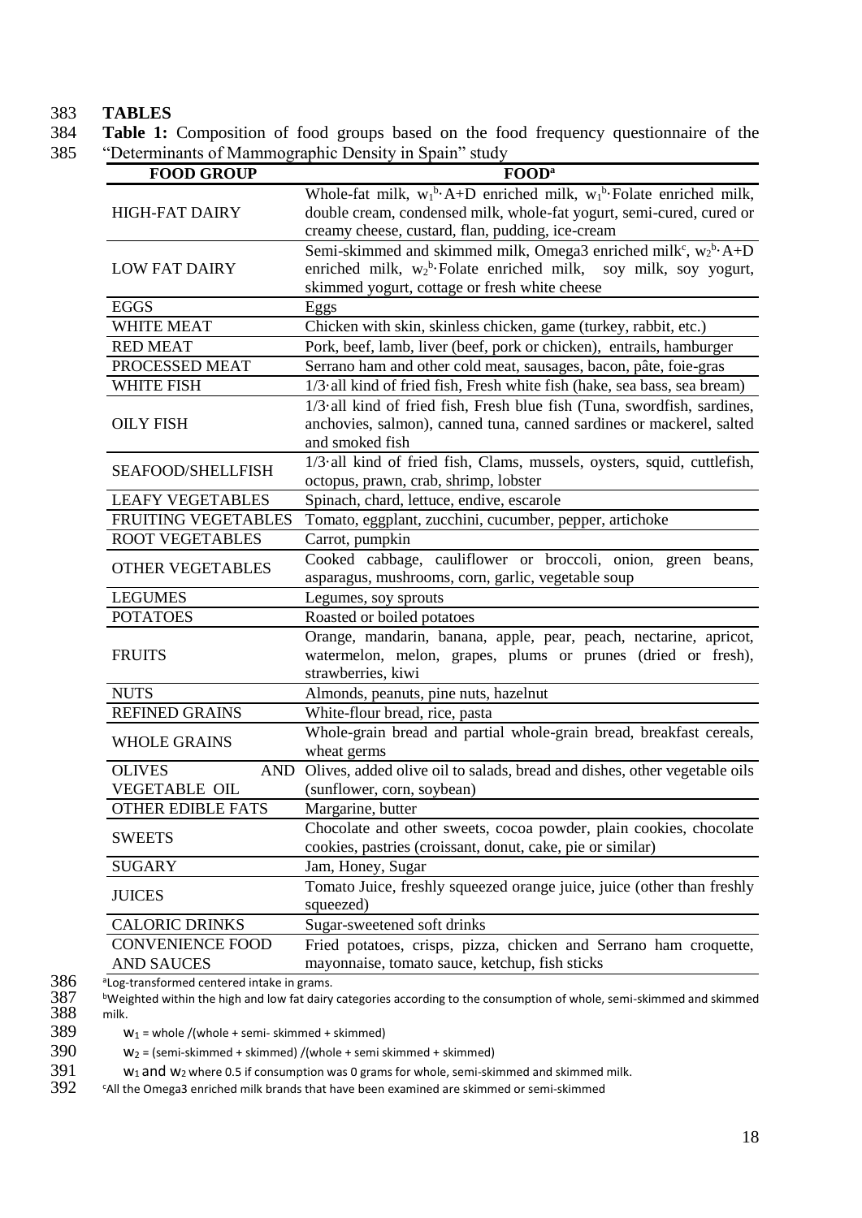# TABLES

**Table 1:** Composition of food groups based on the food frequency questionnaire of the "Determinants of Mammographic Density in Spain" study

| FOOD GROUP | FOOD[a] |
|---|---|
| HIGH-FAT DAIRY | Whole-fat milk, $w_1$[b]·A+D enriched milk, $w_1$[b]·Folate enriched milk, double cream, condensed milk, whole-fat yogurt, semi-cured, cured or creamy cheese, custard, flan, pudding, ice-cream |
| LOW FAT DAIRY | Semi-skimmed and skimmed milk, Omega3 enriched milk[c], $w_2$[b]·A+D enriched milk, $w_2$[b]·Folate enriched milk, soy milk, soy yogurt, skimmed yogurt, cottage or fresh white cheese |
| EGGS | Eggs |
| WHITE MEAT | Chicken with skin, skinless chicken, game (turkey, rabbit, etc.) |
| RED MEAT | Pork, beef, lamb, liver (beef, pork or chicken), entrails, hamburger |
| PROCESSED MEAT | Serrano ham and other cold meat, sausages, bacon, pâte, foie-gras |
| WHITE FISH | 1/3·all kind of fried fish, Fresh white fish (hake, sea bass, sea bream) |
| OILY FISH | 1/3·all kind of fried fish, Fresh blue fish (Tuna, swordfish, sardines, anchovies, salmon), canned tuna, canned sardines or mackerel, salted and smoked fish |
| SEAFOOD/SHELLFISH | 1/3·all kind of fried fish, Clams, mussels, oysters, squid, cuttlefish, octopus, prawn, crab, shrimp, lobster |
| LEAFY VEGETABLES | Spinach, chard, lettuce, endive, escarole |
| FRUITING VEGETABLES | Tomato, eggplant, zucchini, cucumber, pepper, artichoke |
| ROOT VEGETABLES | Carrot, pumpkin |
| OTHER VEGETABLES | Cooked cabbage, cauliflower or broccoli, onion, green beans, asparagus, mushrooms, corn, garlic, vegetable soup |
| LEGUMES | Legumes, soy sprouts |
| POTATOES | Roasted or boiled potatoes |
| FRUITS | Orange, mandarin, banana, apple, pear, peach, nectarine, apricot, watermelon, melon, grapes, plums or prunes (dried or fresh), strawberries, kiwi |
| NUTS | Almonds, peanuts, pine nuts, hazelnut |
| REFINED GRAINS | White-flour bread, rice, pasta |
| WHOLE GRAINS | Whole-grain bread and partial whole-grain bread, breakfast cereals, wheat germs |
| OLIVES AND VEGETABLE OIL | Olives, added olive oil to salads, bread and dishes, other vegetable oils (sunflower, corn, soybean) |
| OTHER EDIBLE FATS | Margarine, butter |
| SWEETS | Chocolate and other sweets, cocoa powder, plain cookies, chocolate cookies, pastries (croissant, donut, cake, pie or similar) |
| SUGARY | Jam, Honey, Sugar |
| JUICES | Tomato Juice, freshly squeezed orange juice, juice (other than freshly squeezed) |
| CALORIC DRINKS | Sugar-sweetened soft drinks |
| CONVENIENCE FOOD AND SAUCES | Fried potatoes, crisps, pizza, chicken and Serrano ham croquette, mayonnaise, tomato sauce, ketchup, fish sticks |

[a]Log-transformed centered intake in grams.

[b]Weighted within the high and low fat dairy categories according to the consumption of whole, semi-skimmed and skimmed milk.

$w_1$ = whole /(whole + semi- skimmed + skimmed)

$w_2$ = (semi-skimmed + skimmed) /(whole + semi skimmed + skimmed)

$w_1$ and $w_2$ where 0.5 if consumption was 0 grams for whole, semi-skimmed and skimmed milk.

[c]All the Omega3 enriched milk brands that have been examined are skimmed or semi-skimmed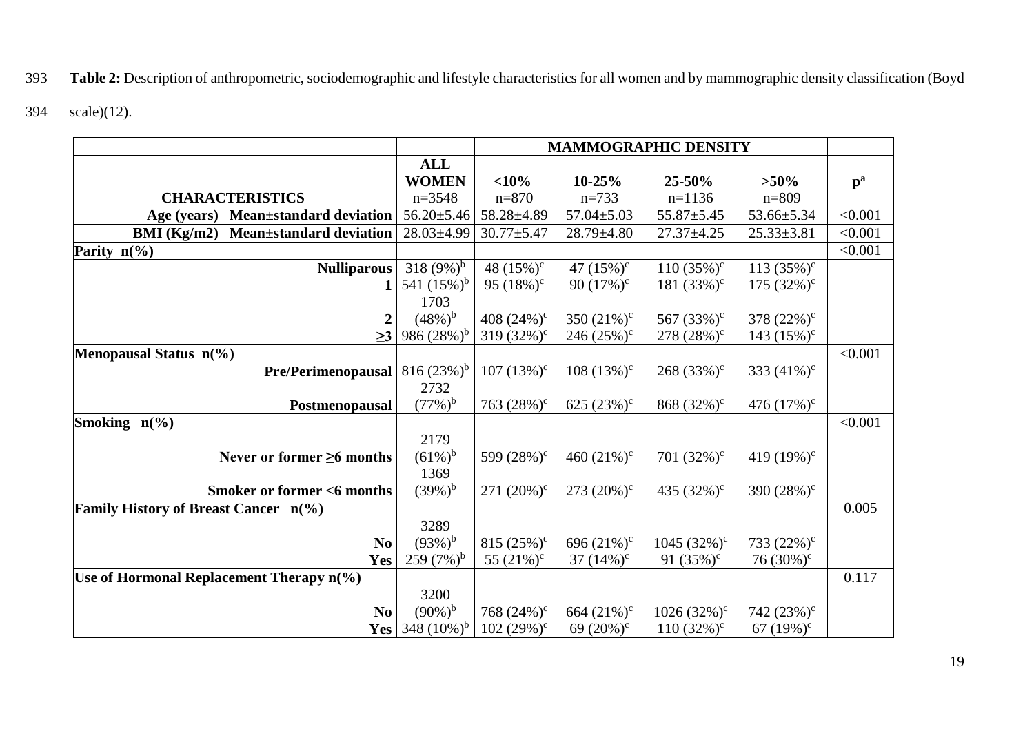**Table 2:** Description of anthropometric, sociodemographic and lifestyle characteristics for all women and by mammographic density classification (Boyd scale)(12).

| | ALL WOMEN | MAMMOGRAPHIC DENSITY | | | | |
|---|---|---|---|---|---|---|
| **CHARACTERISTICS** | n=3548 | **<10%** n=870 | **10-25%** n=733 | **25-50%** n=1136 | **>50%** n=809 | **p[a]** |
| **Age (years) Mean±standard deviation** | 56.20±5.46 | 58.28±4.89 | 57.04±5.03 | 55.87±5.45 | 53.66±5.34 | <0.001 |
| **BMI (Kg/m2) Mean±standard deviation** | 28.03±4.99 | 30.77±5.47 | 28.79±4.80 | 27.37±4.25 | 25.33±3.81 | <0.001 |
| **Parity n(%)** | | | | | | <0.001 |
| **Nulliparous** | 318 (9%)[b] | 48 (15%)[c] | 47 (15%)[c] | 110 (35%)[c] | 113 (35%)[c] | |
| **1** | 541 (15%)[b] | 95 (18%)[c] | 90 (17%)[c] | 181 (33%)[c] | 175 (32%)[c] | |
| **2** | 1703 (48%)[b] | 408 (24%)[c] | 350 (21%)[c] | 567 (33%)[c] | 378 (22%)[c] | |
| **≥3** | 986 (28%)[b] | 319 (32%)[c] | 246 (25%)[c] | 278 (28%)[c] | 143 (15%)[c] | |
| **Menopausal Status n(%)** | | | | | | <0.001 |
| **Pre/Perimenopausal** | 816 (23%)[b] | 107 (13%)[c] | 108 (13%)[c] | 268 (33%)[c] | 333 (41%)[c] | |
| **Postmenopausal** | 2732 (77%)[b] | 763 (28%)[c] | 625 (23%)[c] | 868 (32%)[c] | 476 (17%)[c] | |
| **Smoking n(%)** | | | | | | <0.001 |
| **Never or former ≥6 months** | 2179 (61%)[b] | 599 (28%)[c] | 460 (21%)[c] | 701 (32%)[c] | 419 (19%)[c] | |
| **Smoker or former <6 months** | 1369 (39%)[b] | 271 (20%)[c] | 273 (20%)[c] | 435 (32%)[c] | 390 (28%)[c] | |
| **Family History of Breast Cancer n(%)** | | | | | | 0.005 |
| **No** | 3289 (93%)[b] | 815 (25%)[c] | 696 (21%)[c] | 1045 (32%)[c] | 733 (22%)[c] | |
| **Yes** | 259 (7%)[b] | 55 (21%)[c] | 37 (14%)[c] | 91 (35%)[c] | 76 (30%)[c] | |
| **Use of Hormonal Replacement Therapy n(%)** | | | | | | 0.117 |
| **No** | 3200 (90%)[b] | 768 (24%)[c] | 664 (21%)[c] | 1026 (32%)[c] | 742 (23%)[c] | |
| **Yes** | 348 (10%)[b] | 102 (29%)[c] | 69 (20%)[c] | 110 (32%)[c] | 67 (19%)[c] | |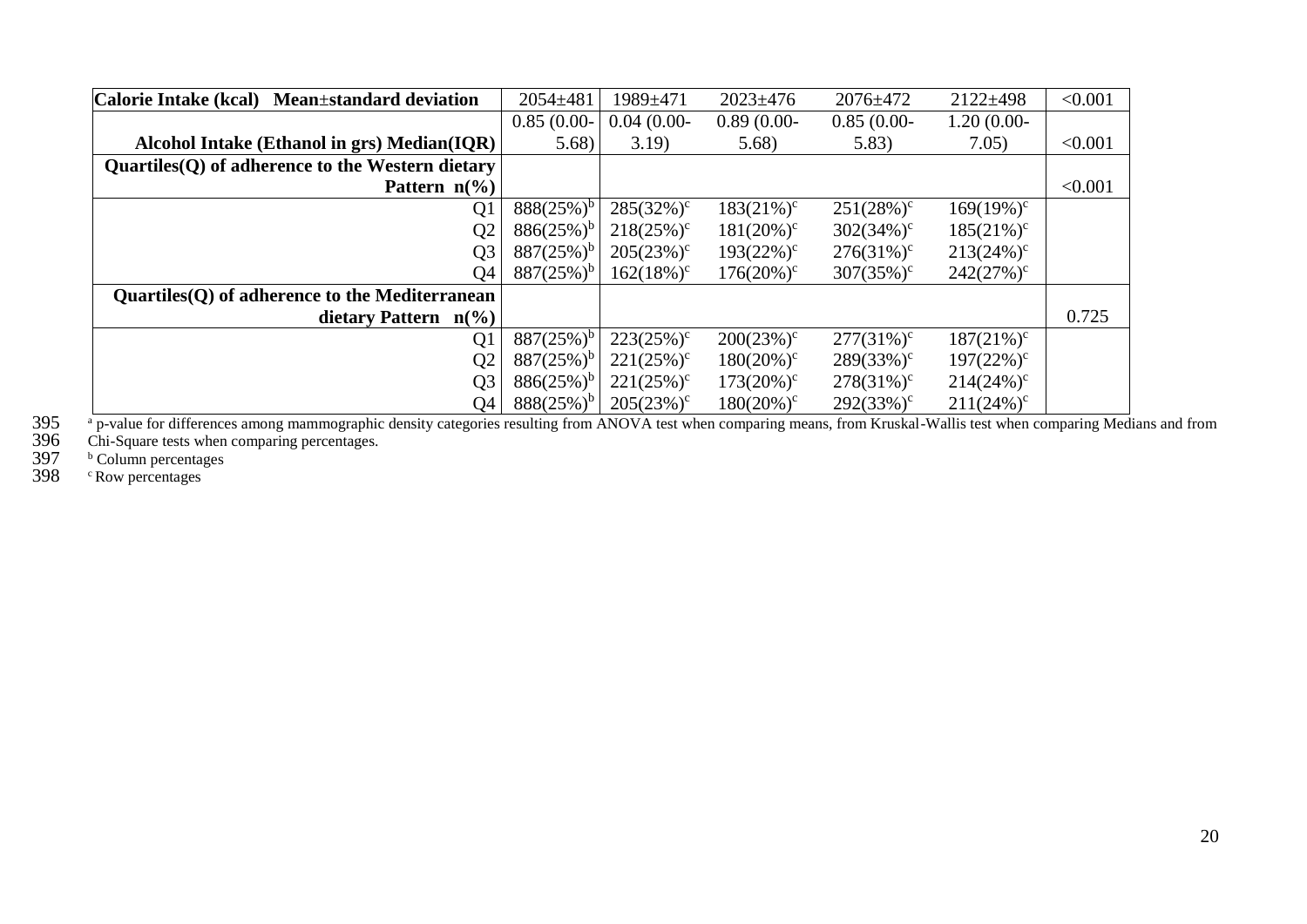| Calorie Intake (kcal) Mean±standard deviation | 2054±481 | 1989±471 | 2023±476 | 2076±472 | 2122±498 | <0.001 |
|---|---|---|---|---|---|---|
| Alcohol Intake (Ethanol in grs) Median(IQR) | 0.85 (0.00-5.68) | 0.04 (0.00-3.19) | 0.89 (0.00-5.68) | 0.85 (0.00-5.83) | 1.20 (0.00-7.05) | <0.001 |
| **Quartiles(Q) of adherence to the Western dietary Pattern n(%)** | | | | | | <0.001 |
| Q1 | 888(25%)[b] | 285(32%)[c] | 183(21%)[c] | 251(28%)[c] | 169(19%)[c] | |
| Q2 | 886(25%)[b] | 218(25%)[c] | 181(20%)[c] | 302(34%)[c] | 185(21%)[c] | |
| Q3 | 887(25%)[b] | 205(23%)[c] | 193(22%)[c] | 276(31%)[c] | 213(24%)[c] | |
| Q4 | 887(25%)[b] | 162(18%)[c] | 176(20%)[c] | 307(35%)[c] | 242(27%)[c] | |
| **Quartiles(Q) of adherence to the Mediterranean dietary Pattern n(%)** | | | | | | 0.725 |
| Q1 | 887(25%)[b] | 223(25%)[c] | 200(23%)[c] | 277(31%)[c] | 187(21%)[c] | |
| Q2 | 887(25%)[b] | 221(25%)[c] | 180(20%)[c] | 289(33%)[c] | 197(22%)[c] | |
| Q3 | 886(25%)[b] | 221(25%)[c] | 173(20%)[c] | 278(31%)[c] | 214(24%)[c] | |
| Q4 | 888(25%)[b] | 205(23%)[c] | 180(20%)[c] | 292(33%)[c] | 211(24%)[c] | |

[a] p-value for differences among mammographic density categories resulting from ANOVA test when comparing means, from Kruskal-Wallis test when comparing Medians and from Chi-Square tests when comparing percentages.

[b] Column percentages

[c] Row percentages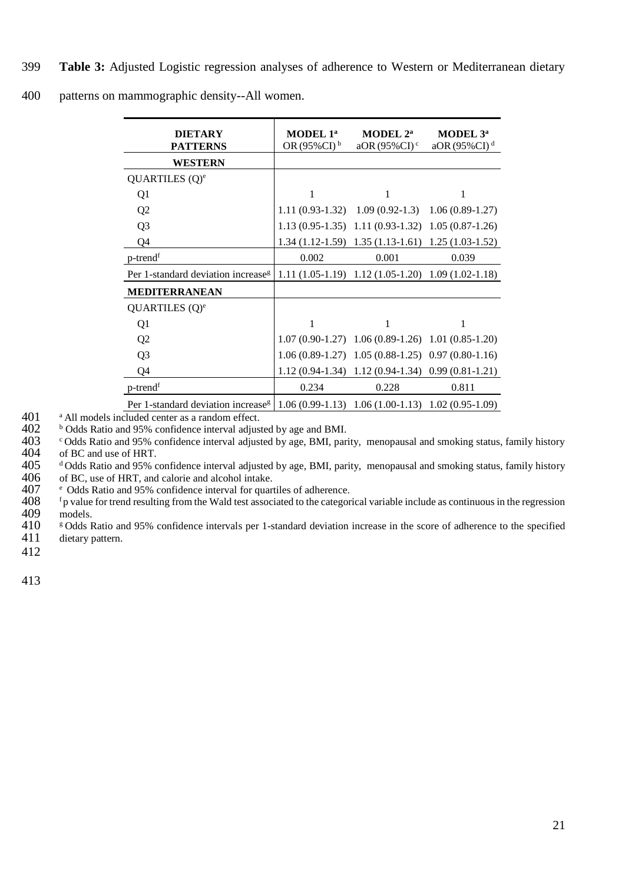**Table 3:** Adjusted Logistic regression analyses of adherence to Western or Mediterranean dietary patterns on mammographic density--All women.

| DIETARY PATTERNS | MODEL 1[a] OR (95%CI)[b] | MODEL 2[a] aOR (95%CI)[c] | MODEL 3[a] aOR (95%CI)[d] |
|---|---|---|---|
| **WESTERN** | | | |
| QUARTILES (Q)[e] | | | |
| Q1 | 1 | 1 | 1 |
| Q2 | 1.11 (0.93-1.32) | 1.09 (0.92-1.3) | 1.06 (0.89-1.27) |
| Q3 | 1.13 (0.95-1.35) | 1.11 (0.93-1.32) | 1.05 (0.87-1.26) |
| Q4 | 1.34 (1.12-1.59) | 1.35 (1.13-1.61) | 1.25 (1.03-1.52) |
| p-trend[f] | 0.002 | 0.001 | 0.039 |
| Per 1-standard deviation increase[g] | 1.11 (1.05-1.19) | 1.12 (1.05-1.20) | 1.09 (1.02-1.18) |
| **MEDITERRANEAN** | | | |
| QUARTILES (Q)[e] | | | |
| Q1 | 1 | 1 | 1 |
| Q2 | 1.07 (0.90-1.27) | 1.06 (0.89-1.26) | 1.01 (0.85-1.20) |
| Q3 | 1.06 (0.89-1.27) | 1.05 (0.88-1.25) | 0.97 (0.80-1.16) |
| Q4 | 1.12 (0.94-1.34) | 1.12 (0.94-1.34) | 0.99 (0.81-1.21) |
| p-trend[f] | 0.234 | 0.228 | 0.811 |
| Per 1-standard deviation increase[g] | 1.06 (0.99-1.13) | 1.06 (1.00-1.13) | 1.02 (0.95-1.09) |

[a] All models included center as a random effect.
[b] Odds Ratio and 95% confidence interval adjusted by age and BMI.
[c] Odds Ratio and 95% confidence interval adjusted by age, BMI, parity, menopausal and smoking status, family history of BC and use of HRT.
[d] Odds Ratio and 95% confidence interval adjusted by age, BMI, parity, menopausal and smoking status, family history of BC, use of HRT, and calorie and alcohol intake.
[e] Odds Ratio and 95% confidence interval for quartiles of adherence.
[f] p value for trend resulting from the Wald test associated to the categorical variable include as continuous in the regression models.
[g] Odds Ratio and 95% confidence intervals per 1-standard deviation increase in the score of adherence to the specified dietary pattern.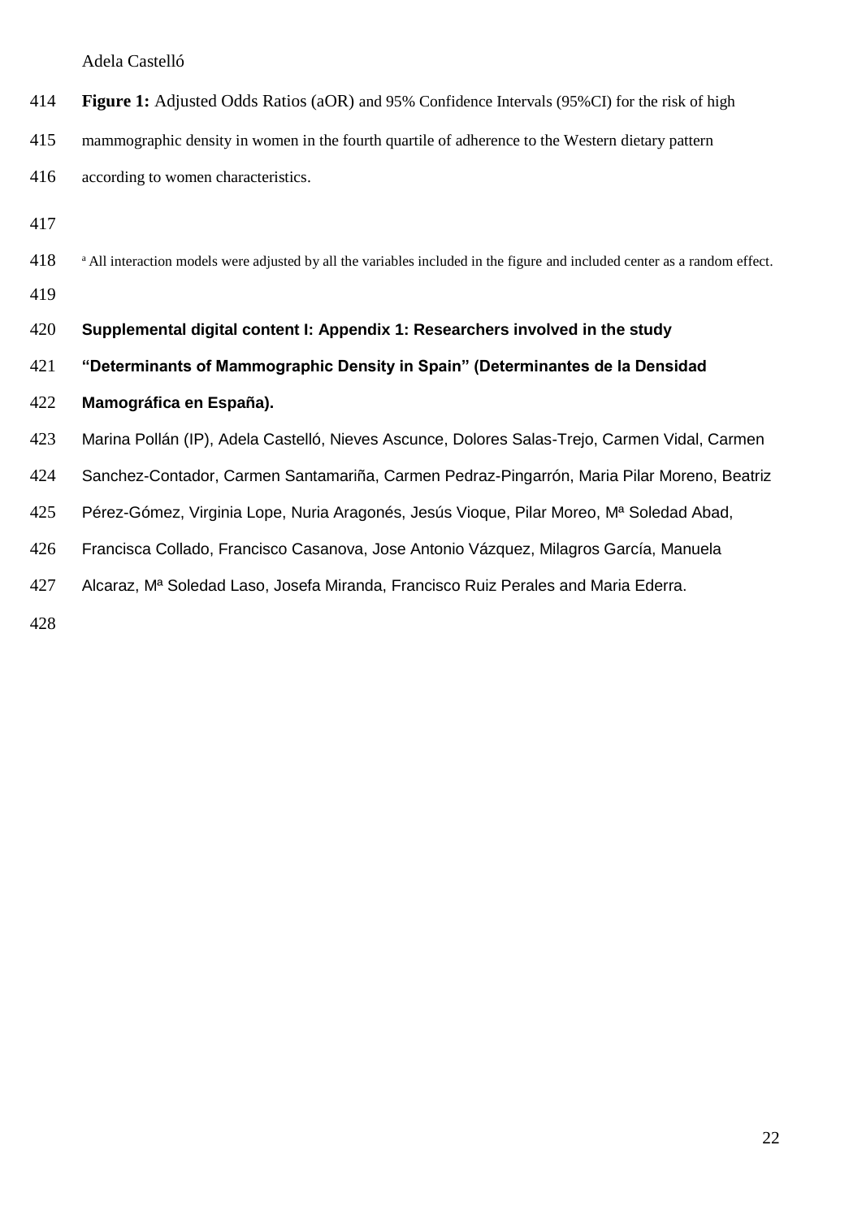**Figure 1:** Adjusted Odds Ratios (aOR) and 95% Confidence Intervals (95%CI) for the risk of high mammographic density in women in the fourth quartile of adherence to the Western dietary pattern according to women characteristics.

[a] All interaction models were adjusted by all the variables included in the figure and included center as a random effect.

**Supplemental digital content I: Appendix 1: Researchers involved in the study "Determinants of Mammographic Density in Spain" (Determinantes de la Densidad Mamográfica en España).**

Marina Pollán (IP), Adela Castelló, Nieves Ascunce, Dolores Salas-Trejo, Carmen Vidal, Carmen Sanchez-Contador, Carmen Santamariña, Carmen Pedraz-Pingarrón, Maria Pilar Moreno, Beatriz Pérez-Gómez, Virginia Lope, Nuria Aragonés, Jesús Vioque, Pilar Moreo, Mª Soledad Abad, Francisca Collado, Francisco Casanova, Jose Antonio Vázquez, Milagros García, Manuela Alcaraz, Mª Soledad Laso, Josefa Miranda, Francisco Ruiz Perales and Maria Ederra.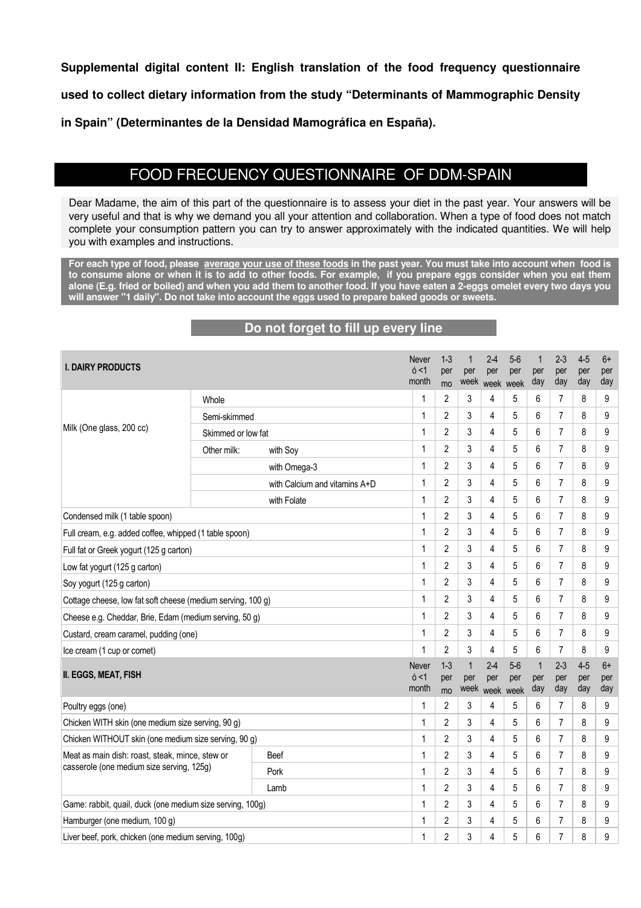**Supplemental digital content II: English translation of the food frequency questionnaire used to collect dietary information from the study "Determinants of Mammographic Density in Spain" (Determinantes de la Densidad Mamográfica en España).**

# FOOD FRECUENCY QUESTIONNAIRE OF DDM-SPAIN

Dear Madame, the aim of this part of the questionnaire is to assess your diet in the past year. Your answers will be very useful and that is why we demand you all your attention and collaboration. When a type of food does not match complete your consumption pattern you can try to answer approximately with the indicated quantities. We will help you with examples and instructions.

**For each type of food, please <u>average your use of these foods</u> in the past year. You must take into account when food is to consume alone or when it is to add to other foods. For example, if you prepare eggs consider when you eat them alone (E.g. fried or boiled) and when you add them to another food. If you have eaten a 2-eggs omelet every two days you will answer "1 daily". Do not take into account the eggs used to prepare baked goods or sweets.**

**Do not forget to fill up every line**

| I. DAIRY PRODUCTS | | | Never ó <1 month | 1-3 per mo | 1 per week | 2-4 per week | 5-6 per week | 1 per day | 2-3 per day | 4-5 per day | 6+ per day |
|---|---|---|---|---|---|---|---|---|---|---|---|
| Milk (One glass, 200 cc) | Whole | | 1 | 2 | 3 | 4 | 5 | 6 | 7 | 8 | 9 |
| | Semi-skimmed | | 1 | 2 | 3 | 4 | 5 | 6 | 7 | 8 | 9 |
| | Skimmed or low fat | | 1 | 2 | 3 | 4 | 5 | 6 | 7 | 8 | 9 |
| | Other milk: | with Soy | 1 | 2 | 3 | 4 | 5 | 6 | 7 | 8 | 9 |
| | | with Omega-3 | 1 | 2 | 3 | 4 | 5 | 6 | 7 | 8 | 9 |
| | | with Calcium and vitamins A+D | 1 | 2 | 3 | 4 | 5 | 6 | 7 | 8 | 9 |
| | | with Folate | 1 | 2 | 3 | 4 | 5 | 6 | 7 | 8 | 9 |
| Condensed milk (1 table spoon) | | | 1 | 2 | 3 | 4 | 5 | 6 | 7 | 8 | 9 |
| Full cream, e.g. added coffee, whipped (1 table spoon) | | | 1 | 2 | 3 | 4 | 5 | 6 | 7 | 8 | 9 |
| Full fat or Greek yogurt (125 g carton) | | | 1 | 2 | 3 | 4 | 5 | 6 | 7 | 8 | 9 |
| Low fat yogurt (125 g carton) | | | 1 | 2 | 3 | 4 | 5 | 6 | 7 | 8 | 9 |
| Soy yogurt (125 g carton) | | | 1 | 2 | 3 | 4 | 5 | 6 | 7 | 8 | 9 |
| Cottage cheese, low fat soft cheese (medium serving, 100 g) | | | 1 | 2 | 3 | 4 | 5 | 6 | 7 | 8 | 9 |
| Cheese e.g. Cheddar, Brie, Edam (medium serving, 50 g) | | | 1 | 2 | 3 | 4 | 5 | 6 | 7 | 8 | 9 |
| Custard, cream caramel, pudding (one) | | | 1 | 2 | 3 | 4 | 5 | 6 | 7 | 8 | 9 |
| Ice cream (1 cup or cornet) | | | 1 | 2 | 3 | 4 | 5 | 6 | 7 | 8 | 9 |
| **II. EGGS, MEAT, FISH** | | | Never ó <1 month | 1-3 per mo | 1 per week | 2-4 per week | 5-6 per week | 1 per day | 2-3 per day | 4-5 per day | 6+ per day |
| Poultry eggs (one) | | | 1 | 2 | 3 | 4 | 5 | 6 | 7 | 8 | 9 |
| Chicken WITH skin (one medium size serving, 90 g) | | | 1 | 2 | 3 | 4 | 5 | 6 | 7 | 8 | 9 |
| Chicken WITHOUT skin (one medium size serving, 90 g) | | | 1 | 2 | 3 | 4 | 5 | 6 | 7 | 8 | 9 |
| Meat as main dish: roast, steak, mince, stew or casserole (one medium size serving, 125g) | Beef | | 1 | 2 | 3 | 4 | 5 | 6 | 7 | 8 | 9 |
| | Pork | | 1 | 2 | 3 | 4 | 5 | 6 | 7 | 8 | 9 |
| | Lamb | | 1 | 2 | 3 | 4 | 5 | 6 | 7 | 8 | 9 |
| Game: rabbit, quail, duck (one medium size serving, 100g) | | | 1 | 2 | 3 | 4 | 5 | 6 | 7 | 8 | 9 |
| Hamburger (one medium, 100 g) | | | 1 | 2 | 3 | 4 | 5 | 6 | 7 | 8 | 9 |
| Liver beef, pork, chicken (one medium serving, 100g) | | | 1 | 2 | 3 | 4 | 5 | 6 | 7 | 8 | 9 |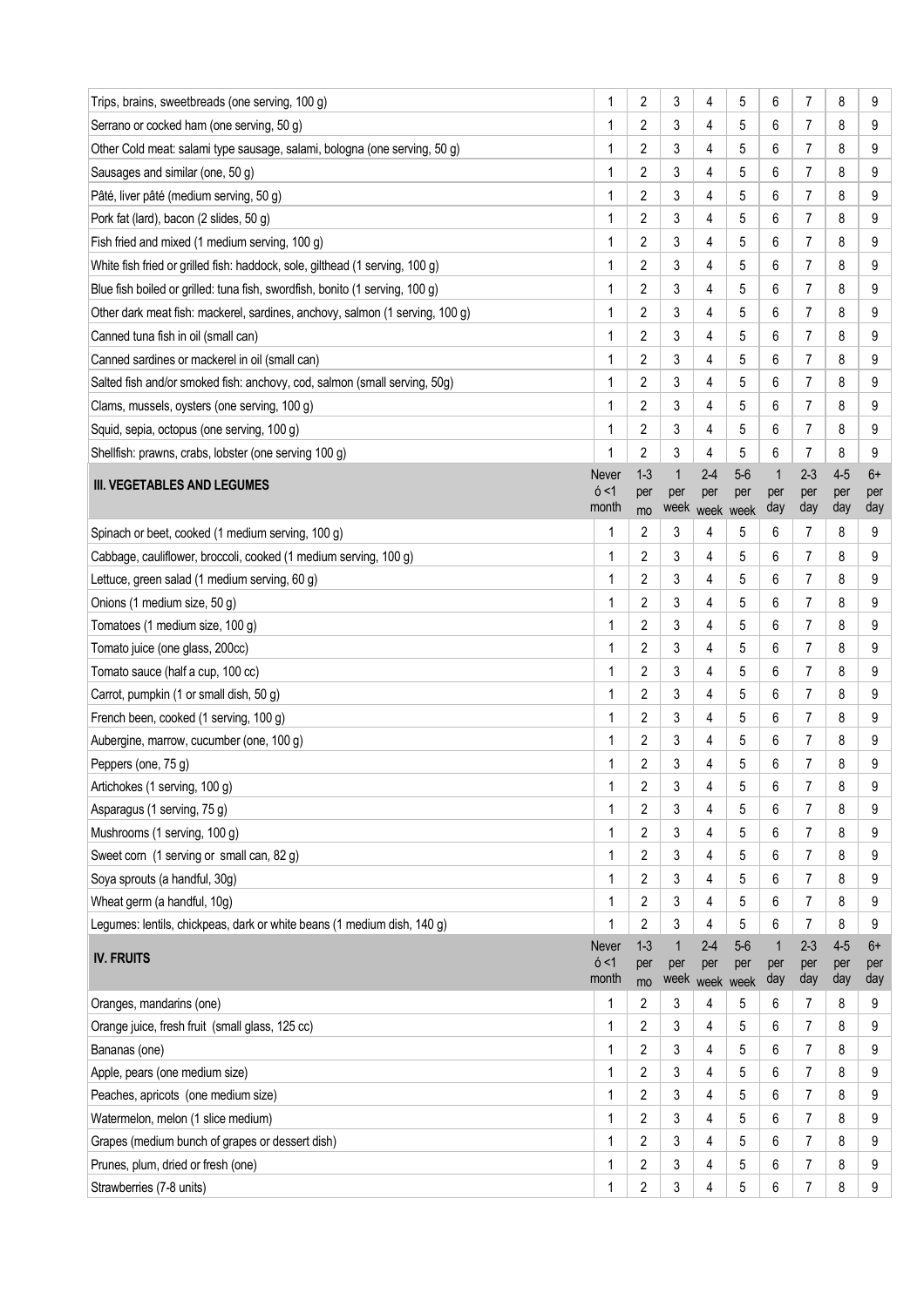| | | | | | | | | | |
|---|---|---|---|---|---|---|---|---|---|
| Trips, brains, sweetbreads (one serving, 100 g) | 1 | 2 | 3 | 4 | 5 | 6 | 7 | 8 | 9 |
| Serrano or cocked ham (one serving, 50 g) | 1 | 2 | 3 | 4 | 5 | 6 | 7 | 8 | 9 |
| Other Cold meat: salami type sausage, salami, bologna (one serving, 50 g) | 1 | 2 | 3 | 4 | 5 | 6 | 7 | 8 | 9 |
| Sausages and similar (one, 50 g) | 1 | 2 | 3 | 4 | 5 | 6 | 7 | 8 | 9 |
| Pâté, liver pâté (medium serving, 50 g) | 1 | 2 | 3 | 4 | 5 | 6 | 7 | 8 | 9 |
| Pork fat (lard), bacon (2 slides, 50 g) | 1 | 2 | 3 | 4 | 5 | 6 | 7 | 8 | 9 |
| Fish fried and mixed (1 medium serving, 100 g) | 1 | 2 | 3 | 4 | 5 | 6 | 7 | 8 | 9 |
| White fish fried or grilled fish: haddock, sole, gilthead (1 serving, 100 g) | 1 | 2 | 3 | 4 | 5 | 6 | 7 | 8 | 9 |
| Blue fish boiled or grilled: tuna fish, swordfish, bonito (1 serving, 100 g) | 1 | 2 | 3 | 4 | 5 | 6 | 7 | 8 | 9 |
| Other dark meat fish: mackerel, sardines, anchovy, salmon (1 serving, 100 g) | 1 | 2 | 3 | 4 | 5 | 6 | 7 | 8 | 9 |
| Canned tuna fish in oil (small can) | 1 | 2 | 3 | 4 | 5 | 6 | 7 | 8 | 9 |
| Canned sardines or mackerel in oil (small can) | 1 | 2 | 3 | 4 | 5 | 6 | 7 | 8 | 9 |
| Salted fish and/or smoked fish: anchovy, cod, salmon (small serving, 50g) | 1 | 2 | 3 | 4 | 5 | 6 | 7 | 8 | 9 |
| Clams, mussels, oysters (one serving, 100 g) | 1 | 2 | 3 | 4 | 5 | 6 | 7 | 8 | 9 |
| Squid, sepia, octopus (one serving, 100 g) | 1 | 2 | 3 | 4 | 5 | 6 | 7 | 8 | 9 |
| Shellfish: prawns, crabs, lobster (one serving 100 g) | 1 | 2 | 3 | 4 | 5 | 6 | 7 | 8 | 9 |
| **III. VEGETABLES AND LEGUMES** | Never ó <1 month | 1-3 per mo | 1 per week | 2-4 per week | 5-6 per week | 1 per day | 2-3 per day | 4-5 per day | 6+ per day |
| Spinach or beet, cooked (1 medium serving, 100 g) | 1 | 2 | 3 | 4 | 5 | 6 | 7 | 8 | 9 |
| Cabbage, cauliflower, broccoli, cooked (1 medium serving, 100 g) | 1 | 2 | 3 | 4 | 5 | 6 | 7 | 8 | 9 |
| Lettuce, green salad (1 medium serving, 60 g) | 1 | 2 | 3 | 4 | 5 | 6 | 7 | 8 | 9 |
| Onions (1 medium size, 50 g) | 1 | 2 | 3 | 4 | 5 | 6 | 7 | 8 | 9 |
| Tomatoes (1 medium size, 100 g) | 1 | 2 | 3 | 4 | 5 | 6 | 7 | 8 | 9 |
| Tomato juice (one glass, 200cc) | 1 | 2 | 3 | 4 | 5 | 6 | 7 | 8 | 9 |
| Tomato sauce (half a cup, 100 cc) | 1 | 2 | 3 | 4 | 5 | 6 | 7 | 8 | 9 |
| Carrot, pumpkin (1 or small dish, 50 g) | 1 | 2 | 3 | 4 | 5 | 6 | 7 | 8 | 9 |
| French been, cooked (1 serving, 100 g) | 1 | 2 | 3 | 4 | 5 | 6 | 7 | 8 | 9 |
| Aubergine, marrow, cucumber (one, 100 g) | 1 | 2 | 3 | 4 | 5 | 6 | 7 | 8 | 9 |
| Peppers (one, 75 g) | 1 | 2 | 3 | 4 | 5 | 6 | 7 | 8 | 9 |
| Artichokes (1 serving, 100 g) | 1 | 2 | 3 | 4 | 5 | 6 | 7 | 8 | 9 |
| Asparagus (1 serving, 75 g) | 1 | 2 | 3 | 4 | 5 | 6 | 7 | 8 | 9 |
| Mushrooms (1 serving, 100 g) | 1 | 2 | 3 | 4 | 5 | 6 | 7 | 8 | 9 |
| Sweet corn (1 serving or small can, 82 g) | 1 | 2 | 3 | 4 | 5 | 6 | 7 | 8 | 9 |
| Soya sprouts (a handful, 30g) | 1 | 2 | 3 | 4 | 5 | 6 | 7 | 8 | 9 |
| Wheat germ (a handful, 10g) | 1 | 2 | 3 | 4 | 5 | 6 | 7 | 8 | 9 |
| Legumes: lentils, chickpeas, dark or white beans (1 medium dish, 140 g) | 1 | 2 | 3 | 4 | 5 | 6 | 7 | 8 | 9 |
| **IV. FRUITS** | Never ó <1 month | 1-3 per mo | 1 per week | 2-4 per week | 5-6 per week | 1 per day | 2-3 per day | 4-5 per day | 6+ per day |
| Oranges, mandarins (one) | 1 | 2 | 3 | 4 | 5 | 6 | 7 | 8 | 9 |
| Orange juice, fresh fruit (small glass, 125 cc) | 1 | 2 | 3 | 4 | 5 | 6 | 7 | 8 | 9 |
| Bananas (one) | 1 | 2 | 3 | 4 | 5 | 6 | 7 | 8 | 9 |
| Apple, pears (one medium size) | 1 | 2 | 3 | 4 | 5 | 6 | 7 | 8 | 9 |
| Peaches, apricots (one medium size) | 1 | 2 | 3 | 4 | 5 | 6 | 7 | 8 | 9 |
| Watermelon, melon (1 slice medium) | 1 | 2 | 3 | 4 | 5 | 6 | 7 | 8 | 9 |
| Grapes (medium bunch of grapes or dessert dish) | 1 | 2 | 3 | 4 | 5 | 6 | 7 | 8 | 9 |
| Prunes, plum, dried or fresh (one) | 1 | 2 | 3 | 4 | 5 | 6 | 7 | 8 | 9 |
| Strawberries (7-8 units) | 1 | 2 | 3 | 4 | 5 | 6 | 7 | 8 | 9 |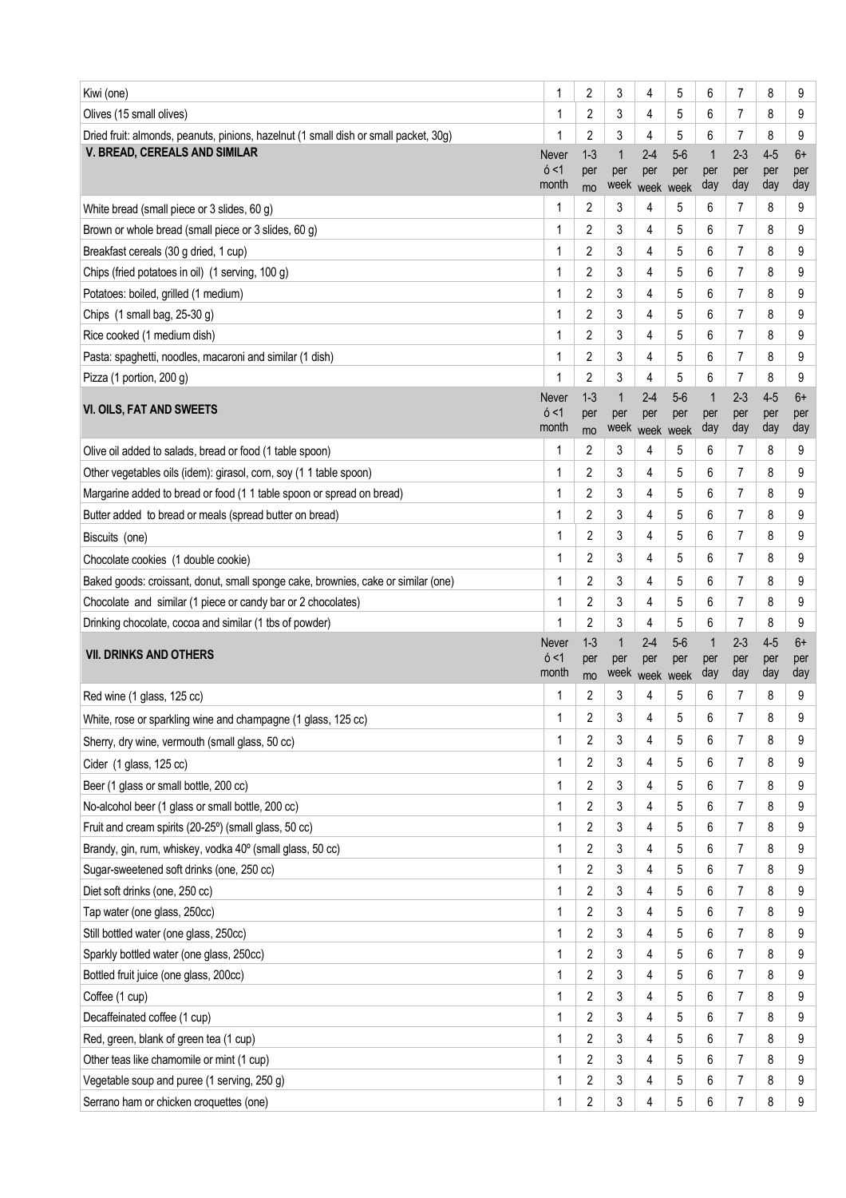| | | | | | | | | | |
|---|---|---|---|---|---|---|---|---|---|
| Kiwi (one) | 1 | 2 | 3 | 4 | 5 | 6 | 7 | 8 | 9 |
| Olives (15 small olives) | 1 | 2 | 3 | 4 | 5 | 6 | 7 | 8 | 9 |
| Dried fruit: almonds, peanuts, pinions, hazelnut (1 small dish or small packet, 30g) | 1 | 2 | 3 | 4 | 5 | 6 | 7 | 8 | 9 |
| **V. BREAD, CEREALS AND SIMILAR** | Never ó <1 month | 1-3 per mo | 1 per week | 2-4 per week | 5-6 per week | 1 per day | 2-3 per day | 4-5 per day | 6+ per day |
| White bread (small piece or 3 slides, 60 g) | 1 | 2 | 3 | 4 | 5 | 6 | 7 | 8 | 9 |
| Brown or whole bread (small piece or 3 slides, 60 g) | 1 | 2 | 3 | 4 | 5 | 6 | 7 | 8 | 9 |
| Breakfast cereals (30 g dried, 1 cup) | 1 | 2 | 3 | 4 | 5 | 6 | 7 | 8 | 9 |
| Chips (fried potatoes in oil) (1 serving, 100 g) | 1 | 2 | 3 | 4 | 5 | 6 | 7 | 8 | 9 |
| Potatoes: boiled, grilled (1 medium) | 1 | 2 | 3 | 4 | 5 | 6 | 7 | 8 | 9 |
| Chips (1 small bag, 25-30 g) | 1 | 2 | 3 | 4 | 5 | 6 | 7 | 8 | 9 |
| Rice cooked (1 medium dish) | 1 | 2 | 3 | 4 | 5 | 6 | 7 | 8 | 9 |
| Pasta: spaghetti, noodles, macaroni and similar (1 dish) | 1 | 2 | 3 | 4 | 5 | 6 | 7 | 8 | 9 |
| Pizza (1 portion, 200 g) | 1 | 2 | 3 | 4 | 5 | 6 | 7 | 8 | 9 |
| **VI. OILS, FAT AND SWEETS** | Never ó <1 month | 1-3 per mo | 1 per week | 2-4 per week | 5-6 per week | 1 per day | 2-3 per day | 4-5 per day | 6+ per day |
| Olive oil added to salads, bread or food (1 table spoon) | 1 | 2 | 3 | 4 | 5 | 6 | 7 | 8 | 9 |
| Other vegetables oils (idem): girasol, corn, soy (1 1 table spoon) | 1 | 2 | 3 | 4 | 5 | 6 | 7 | 8 | 9 |
| Margarine added to bread or food (1 1 table spoon or spread on bread) | 1 | 2 | 3 | 4 | 5 | 6 | 7 | 8 | 9 |
| Butter added to bread or meals (spread butter on bread) | 1 | 2 | 3 | 4 | 5 | 6 | 7 | 8 | 9 |
| Biscuits (one) | 1 | 2 | 3 | 4 | 5 | 6 | 7 | 8 | 9 |
| Chocolate cookies (1 double cookie) | 1 | 2 | 3 | 4 | 5 | 6 | 7 | 8 | 9 |
| Baked goods: croissant, donut, small sponge cake, brownies, cake or similar (one) | 1 | 2 | 3 | 4 | 5 | 6 | 7 | 8 | 9 |
| Chocolate and similar (1 piece or candy bar or 2 chocolates) | 1 | 2 | 3 | 4 | 5 | 6 | 7 | 8 | 9 |
| Drinking chocolate, cocoa and similar (1 tbs of powder) | 1 | 2 | 3 | 4 | 5 | 6 | 7 | 8 | 9 |
| **VII. DRINKS AND OTHERS** | Never ó <1 month | 1-3 per mo | 1 per week | 2-4 per week | 5-6 per week | 1 per day | 2-3 per day | 4-5 per day | 6+ per day |
| Red wine (1 glass, 125 cc) | 1 | 2 | 3 | 4 | 5 | 6 | 7 | 8 | 9 |
| White, rose or sparkling wine and champagne (1 glass, 125 cc) | 1 | 2 | 3 | 4 | 5 | 6 | 7 | 8 | 9 |
| Sherry, dry wine, vermouth (small glass, 50 cc) | 1 | 2 | 3 | 4 | 5 | 6 | 7 | 8 | 9 |
| Cider (1 glass, 125 cc) | 1 | 2 | 3 | 4 | 5 | 6 | 7 | 8 | 9 |
| Beer (1 glass or small bottle, 200 cc) | 1 | 2 | 3 | 4 | 5 | 6 | 7 | 8 | 9 |
| No-alcohol beer (1 glass or small bottle, 200 cc) | 1 | 2 | 3 | 4 | 5 | 6 | 7 | 8 | 9 |
| Fruit and cream spirits (20-25º) (small glass, 50 cc) | 1 | 2 | 3 | 4 | 5 | 6 | 7 | 8 | 9 |
| Brandy, gin, rum, whiskey, vodka 40º (small glass, 50 cc) | 1 | 2 | 3 | 4 | 5 | 6 | 7 | 8 | 9 |
| Sugar-sweetened soft drinks (one, 250 cc) | 1 | 2 | 3 | 4 | 5 | 6 | 7 | 8 | 9 |
| Diet soft drinks (one, 250 cc) | 1 | 2 | 3 | 4 | 5 | 6 | 7 | 8 | 9 |
| Tap water (one glass, 250cc) | 1 | 2 | 3 | 4 | 5 | 6 | 7 | 8 | 9 |
| Still bottled water (one glass, 250cc) | 1 | 2 | 3 | 4 | 5 | 6 | 7 | 8 | 9 |
| Sparkly bottled water (one glass, 250cc) | 1 | 2 | 3 | 4 | 5 | 6 | 7 | 8 | 9 |
| Bottled fruit juice (one glass, 200cc) | 1 | 2 | 3 | 4 | 5 | 6 | 7 | 8 | 9 |
| Coffee (1 cup) | 1 | 2 | 3 | 4 | 5 | 6 | 7 | 8 | 9 |
| Decaffeinated coffee (1 cup) | 1 | 2 | 3 | 4 | 5 | 6 | 7 | 8 | 9 |
| Red, green, blank of green tea (1 cup) | 1 | 2 | 3 | 4 | 5 | 6 | 7 | 8 | 9 |
| Other teas like chamomile or mint (1 cup) | 1 | 2 | 3 | 4 | 5 | 6 | 7 | 8 | 9 |
| Vegetable soup and puree (1 serving, 250 g) | 1 | 2 | 3 | 4 | 5 | 6 | 7 | 8 | 9 |
| Serrano ham or chicken croquettes (one) | 1 | 2 | 3 | 4 | 5 | 6 | 7 | 8 | 9 |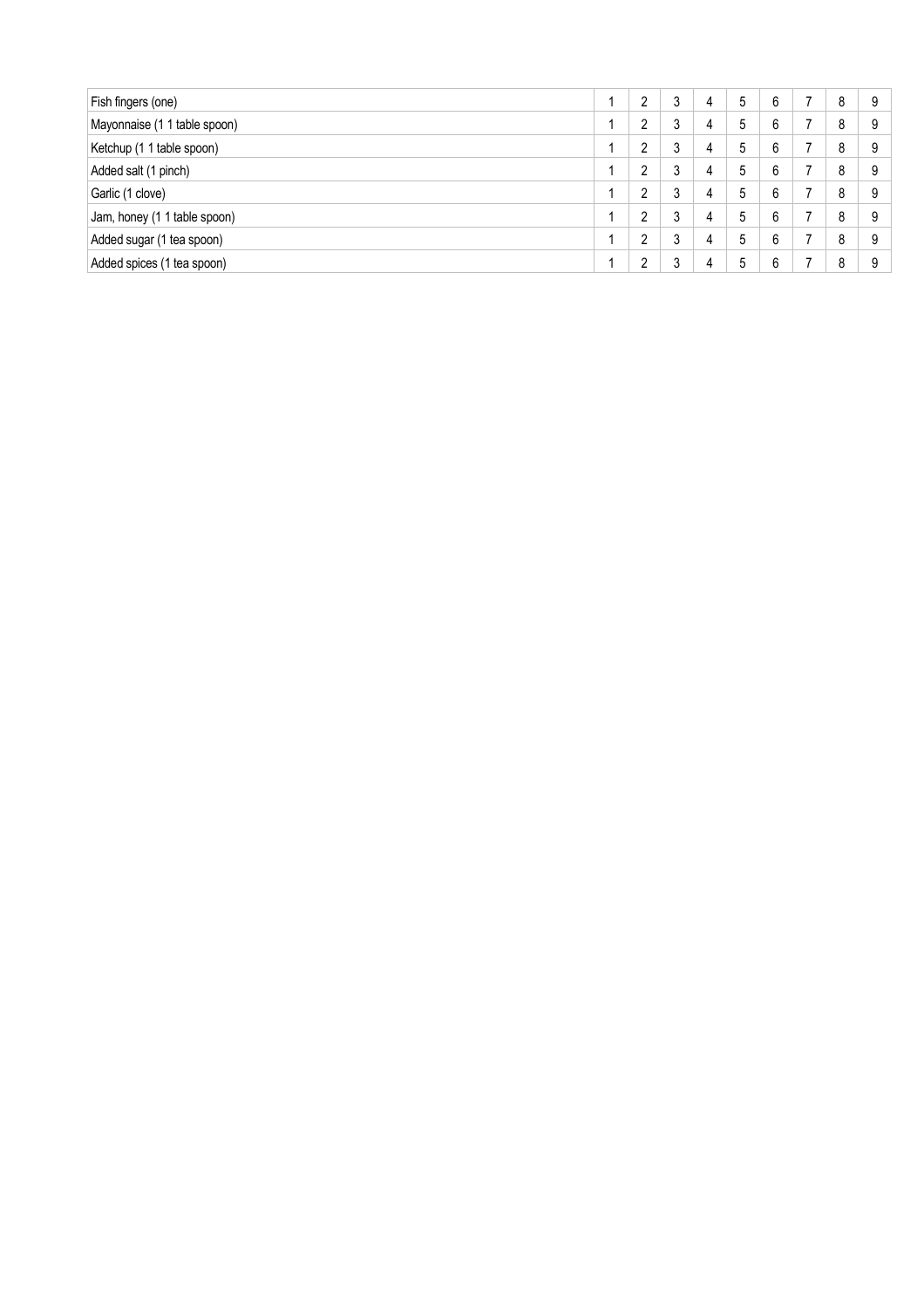| | | | | | | | | | |
|---|---|---|---|---|---|---|---|---|---|
| Fish fingers (one) | 1 | 2 | 3 | 4 | 5 | 6 | 7 | 8 | 9 |
| Mayonnaise (1 1 table spoon) | 1 | 2 | 3 | 4 | 5 | 6 | 7 | 8 | 9 |
| Ketchup (1 1 table spoon) | 1 | 2 | 3 | 4 | 5 | 6 | 7 | 8 | 9 |
| Added salt (1 pinch) | 1 | 2 | 3 | 4 | 5 | 6 | 7 | 8 | 9 |
| Garlic (1 clove) | 1 | 2 | 3 | 4 | 5 | 6 | 7 | 8 | 9 |
| Jam, honey (1 1 table spoon) | 1 | 2 | 3 | 4 | 5 | 6 | 7 | 8 | 9 |
| Added sugar (1 tea spoon) | 1 | 2 | 3 | 4 | 5 | 6 | 7 | 8 | 9 |
| Added spices (1 tea spoon) | 1 | 2 | 3 | 4 | 5 | 6 | 7 | 8 | 9 |